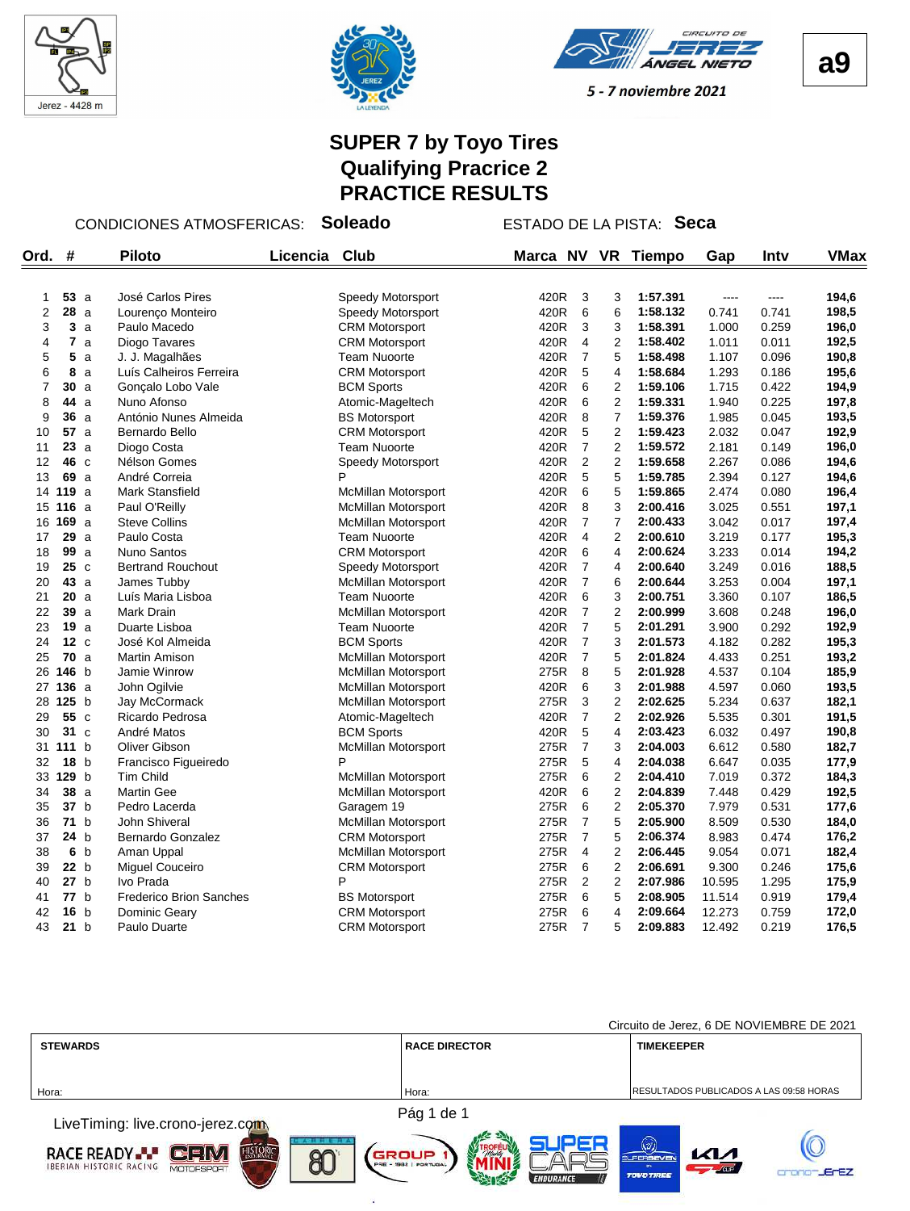Jerez - 4428 m

a9

5 - 7 noviembre 2021

# SUPER 7 by Toyo Tires
## Qualifying Pracrice 2
## PRACTICE RESULTS

CONDICIONES ATMOSFERICAS: **Soleado** ESTADO DE LA PISTA: **Seca**

| Ord. | # | | Piloto | Licencia | Club | Marca | NV | VR | Tiempo | Gap | Intv | VMax |
|---|---|---|---|---|---|---|---|---|---|---|---|---|
| 1 | 53 | a | José Carlos Pires | | Speedy Motorsport | 420R | 3 | 3 | 1:57.391 | ---- | ---- | 194,6 |
| 2 | 28 | a | Lourenço Monteiro | | Speedy Motorsport | 420R | 6 | 6 | 1:58.132 | 0.741 | 0.741 | 198,5 |
| 3 | 3 | a | Paulo Macedo | | CRM Motorsport | 420R | 3 | 3 | 1:58.391 | 1.000 | 0.259 | 196,0 |
| 4 | 7 | a | Diogo Tavares | | CRM Motorsport | 420R | 4 | 2 | 1:58.402 | 1.011 | 0.011 | 192,5 |
| 5 | 5 | a | J. J. Magalhães | | Team Nuoorte | 420R | 7 | 5 | 1:58.498 | 1.107 | 0.096 | 190,8 |
| 6 | 8 | a | Luís Calheiros Ferreira | | CRM Motorsport | 420R | 5 | 4 | 1:58.684 | 1.293 | 0.186 | 195,6 |
| 7 | 30 | a | Gonçalo Lobo Vale | | BCM Sports | 420R | 6 | 2 | 1:59.106 | 1.715 | 0.422 | 194,9 |
| 8 | 44 | a | Nuno Afonso | | Atomic-Mageltech | 420R | 6 | 2 | 1:59.331 | 1.940 | 0.225 | 197,8 |
| 9 | 36 | a | António Nunes Almeida | | BS Motorsport | 420R | 8 | 7 | 1:59.376 | 1.985 | 0.045 | 193,5 |
| 10 | 57 | a | Bernardo Bello | | CRM Motorsport | 420R | 5 | 2 | 1:59.423 | 2.032 | 0.047 | 192,9 |
| 11 | 23 | a | Diogo Costa | | Team Nuoorte | 420R | 7 | 2 | 1:59.572 | 2.181 | 0.149 | 196,0 |
| 12 | 46 | c | Nélson Gomes | | Speedy Motorsport | 420R | 2 | 2 | 1:59.658 | 2.267 | 0.086 | 194,6 |
| 13 | 69 | a | André Correia | | P | 420R | 5 | 5 | 1:59.785 | 2.394 | 0.127 | 194,6 |
| 14 | 119 | a | Mark Stansfield | | McMillan Motorsport | 420R | 6 | 5 | 1:59.865 | 2.474 | 0.080 | 196,4 |
| 15 | 116 | a | Paul O'Reilly | | McMillan Motorsport | 420R | 8 | 3 | 2:00.416 | 3.025 | 0.551 | 197,1 |
| 16 | 169 | a | Steve Collins | | McMillan Motorsport | 420R | 7 | 7 | 2:00.433 | 3.042 | 0.017 | 197,4 |
| 17 | 29 | a | Paulo Costa | | Team Nuoorte | 420R | 4 | 2 | 2:00.610 | 3.219 | 0.177 | 195,3 |
| 18 | 99 | a | Nuno Santos | | CRM Motorsport | 420R | 6 | 4 | 2:00.624 | 3.233 | 0.014 | 194,2 |
| 19 | 25 | c | Bertrand Rouchout | | Speedy Motorsport | 420R | 7 | 4 | 2:00.640 | 3.249 | 0.016 | 188,5 |
| 20 | 43 | a | James Tubby | | McMillan Motorsport | 420R | 7 | 6 | 2:00.644 | 3.253 | 0.004 | 197,1 |
| 21 | 20 | a | Luís Maria Lisboa | | Team Nuoorte | 420R | 6 | 3 | 2:00.751 | 3.360 | 0.107 | 186,5 |
| 22 | 39 | a | Mark Drain | | McMillan Motorsport | 420R | 7 | 2 | 2:00.999 | 3.608 | 0.248 | 196,0 |
| 23 | 19 | a | Duarte Lisboa | | Team Nuoorte | 420R | 7 | 5 | 2:01.291 | 3.900 | 0.292 | 192,9 |
| 24 | 12 | c | José Kol Almeida | | BCM Sports | 420R | 7 | 3 | 2:01.573 | 4.182 | 0.282 | 195,3 |
| 25 | 70 | a | Martin Amison | | McMillan Motorsport | 420R | 7 | 5 | 2:01.824 | 4.433 | 0.251 | 193,2 |
| 26 | 146 | b | Jamie Winrow | | McMillan Motorsport | 275R | 8 | 5 | 2:01.928 | 4.537 | 0.104 | 185,9 |
| 27 | 136 | a | John Ogilvie | | McMillan Motorsport | 420R | 6 | 3 | 2:01.988 | 4.597 | 0.060 | 193,5 |
| 28 | 125 | b | Jay McCormack | | McMillan Motorsport | 275R | 3 | 2 | 2:02.625 | 5.234 | 0.637 | 182,1 |
| 29 | 55 | c | Ricardo Pedrosa | | Atomic-Mageltech | 420R | 7 | 2 | 2:02.926 | 5.535 | 0.301 | 191,5 |
| 30 | 31 | c | André Matos | | BCM Sports | 420R | 5 | 4 | 2:03.423 | 6.032 | 0.497 | 190,8 |
| 31 | 111 | b | Oliver Gibson | | McMillan Motorsport | 275R | 7 | 3 | 2:04.003 | 6.612 | 0.580 | 182,7 |
| 32 | 18 | b | Francisco Figueiredo | | P | 275R | 5 | 4 | 2:04.038 | 6.647 | 0.035 | 177,9 |
| 33 | 129 | b | Tim Child | | McMillan Motorsport | 275R | 6 | 2 | 2:04.410 | 7.019 | 0.372 | 184,3 |
| 34 | 38 | a | Martin Gee | | McMillan Motorsport | 420R | 6 | 2 | 2:04.839 | 7.448 | 0.429 | 192,5 |
| 35 | 37 | b | Pedro Lacerda | | Garagem 19 | 275R | 6 | 2 | 2:05.370 | 7.979 | 0.531 | 177,6 |
| 36 | 71 | b | John Shiveral | | McMillan Motorsport | 275R | 7 | 5 | 2:05.900 | 8.509 | 0.530 | 184,0 |
| 37 | 24 | b | Bernardo Gonzalez | | CRM Motorsport | 275R | 7 | 5 | 2:06.374 | 8.983 | 0.474 | 176,2 |
| 38 | 6 | b | Aman Uppal | | McMillan Motorsport | 275R | 4 | 2 | 2:06.445 | 9.054 | 0.071 | 182,4 |
| 39 | 22 | b | Miguel Couceiro | | CRM Motorsport | 275R | 6 | 2 | 2:06.691 | 9.300 | 0.246 | 175,6 |
| 40 | 27 | b | Ivo Prada | | P | 275R | 2 | 2 | 2:07.986 | 10.595 | 1.295 | 175,9 |
| 41 | 77 | b | Frederico Brion Sanches | | BS Motorsport | 275R | 6 | 5 | 2:08.905 | 11.514 | 0.919 | 179,4 |
| 42 | 16 | b | Dominic Geary | | CRM Motorsport | 275R | 6 | 4 | 2:09.664 | 12.273 | 0.759 | 172,0 |
| 43 | 21 | b | Paulo Duarte | | CRM Motorsport | 275R | 7 | 5 | 2:09.883 | 12.492 | 0.219 | 176,5 |

Circuito de Jerez, 6 DE NOVIEMBRE DE 2021

| STEWARDS | RACE DIRECTOR | TIMEKEEPER |
|---|---|---|
| Hora: | Hora: | RESULTADOS PUBLICADOS A LAS 09:58 HORAS |

LiveTiming: live.crono-jerez.com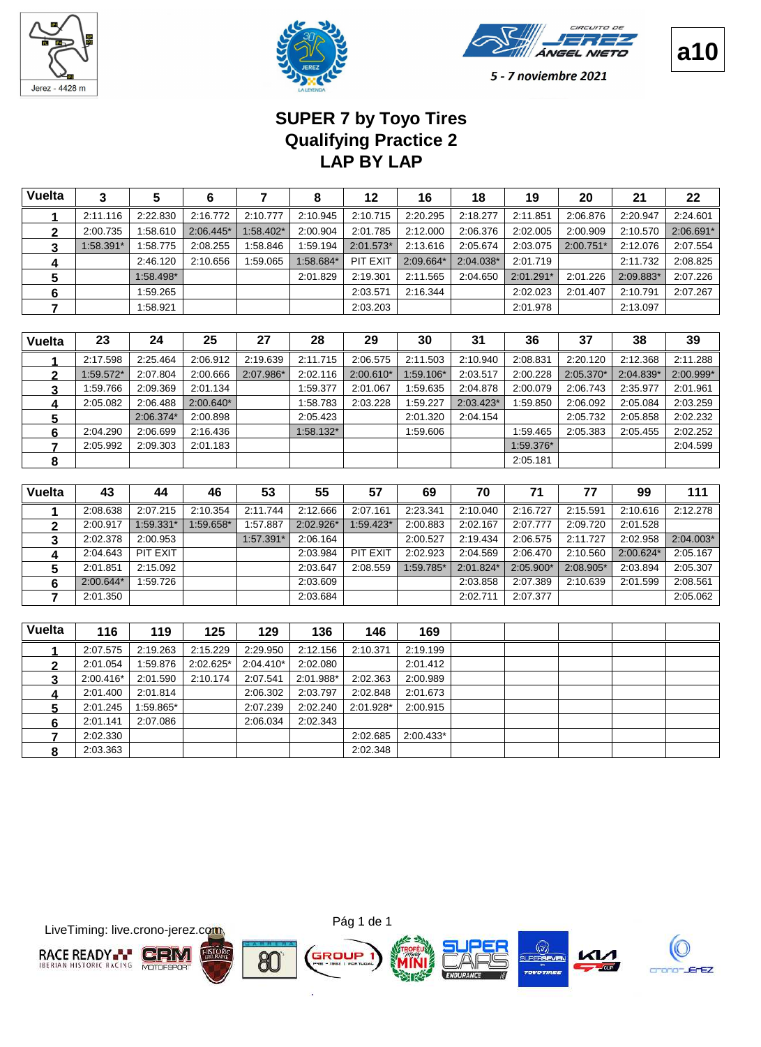a10

5 - 7 noviembre 2021

# SUPER 7 by Toyo Tires
## Qualifying Practice 2
## LAP BY LAP

| Vuelta | 3 | 5 | 6 | 7 | 8 | 12 | 16 | 18 | 19 | 20 | 21 | 22 |
|---|---|---|---|---|---|---|---|---|---|---|---|---|
| 1 | 2:11.116 | 2:22.830 | 2:16.772 | 2:10.777 | 2:10.945 | 2:10.715 | 2:20.295 | 2:18.277 | 2:11.851 | 2:06.876 | 2:20.947 | 2:24.601 |
| 2 | 2:00.735 | 1:58.610 | 2:06.445* | 1:58.402* | 2:00.904 | 2:01.785 | 2:12.000 | 2:06.376 | 2:02.005 | 2:00.909 | 2:10.570 | 2:06.691* |
| 3 | 1:58.391* | 1:58.775 | 2:08.255 | 1:58.846 | 1:59.194 | 2:01.573* | 2:13.616 | 2:05.674 | 2:03.075 | 2:00.751* | 2:12.076 | 2:07.554 |
| 4 | | 2:46.120 | 2:10.656 | 1:59.065 | 1:58.684* | PIT EXIT | 2:09.664* | 2:04.038* | 2:01.719 | | 2:11.732 | 2:08.825 |
| 5 | | 1:58.498* | | | 2:01.829 | 2:19.301 | 2:11.565 | 2:04.650 | 2:01.291* | 2:01.226 | 2:09.883* | 2:07.226 |
| 6 | | 1:59.265 | | | | 2:03.571 | 2:16.344 | | 2:02.023 | 2:01.407 | 2:10.791 | 2:07.267 |
| 7 | | 1:58.921 | | | | 2:03.203 | | | 2:01.978 | | 2:13.097 | |

| Vuelta | 23 | 24 | 25 | 27 | 28 | 29 | 30 | 31 | 36 | 37 | 38 | 39 |
|---|---|---|---|---|---|---|---|---|---|---|---|---|
| 1 | 2:17.598 | 2:25.464 | 2:06.912 | 2:19.639 | 2:11.715 | 2:06.575 | 2:11.503 | 2:10.940 | 2:08.831 | 2:20.120 | 2:12.368 | 2:11.288 |
| 2 | 1:59.572* | 2:07.804 | 2:00.666 | 2:07.986* | 2:02.116 | 2:00.610* | 1:59.106* | 2:03.517 | 2:00.228 | 2:05.370* | 2:04.839* | 2:00.999* |
| 3 | 1:59.766 | 2:09.369 | 2:01.134 | | 1:59.377 | 2:01.067 | 1:59.635 | 2:04.878 | 2:00.079 | 2:06.743 | 2:35.977 | 2:01.961 |
| 4 | 2:05.082 | 2:06.488 | 2:00.640* | | 1:58.783 | 2:03.228 | 1:59.227 | 2:03.423* | 1:59.850 | 2:06.092 | 2:05.084 | 2:03.259 |
| 5 | | 2:06.374* | 2:00.898 | | 2:05.423 | | 2:01.320 | 2:04.154 | | 2:05.732 | 2:05.858 | 2:02.232 |
| 6 | 2:04.290 | 2:06.699 | 2:16.436 | | 1:58.132* | | 1:59.606 | | 1:59.465 | 2:05.383 | 2:05.455 | 2:02.252 |
| 7 | 2:05.992 | 2:09.303 | 2:01.183 | | | | | | 1:59.376* | | | 2:04.599 |
| 8 | | | | | | | | | 2:05.181 | | | |

| Vuelta | 43 | 44 | 46 | 53 | 55 | 57 | 69 | 70 | 71 | 77 | 99 | 111 |
|---|---|---|---|---|---|---|---|---|---|---|---|---|
| 1 | 2:08.638 | 2:07.215 | 2:10.354 | 2:11.744 | 2:12.666 | 2:07.161 | 2:23.341 | 2:10.040 | 2:16.727 | 2:15.591 | 2:10.616 | 2:12.278 |
| 2 | 2:00.917 | 1:59.331* | 1:59.658* | 1:57.887 | 2:02.926* | 1:59.423* | 2:00.883 | 2:02.167 | 2:07.777 | 2:09.720 | 2:01.528 | |
| 3 | 2:02.378 | 2:00.953 | | 1:57.391* | 2:06.164 | | 2:00.527 | 2:19.434 | 2:06.575 | 2:11.727 | 2:02.958 | 2:04.003* |
| 4 | 2:04.643 | PIT EXIT | | | 2:03.984 | PIT EXIT | 2:02.923 | 2:04.569 | 2:06.470 | 2:10.560 | 2:00.624* | 2:05.167 |
| 5 | 2:01.851 | 2:15.092 | | | 2:03.647 | 2:08.559 | 1:59.785* | 2:01.824* | 2:05.900* | 2:08.905* | 2:03.894 | 2:05.307 |
| 6 | 2:00.644* | 1:59.726 | | | 2:03.609 | | | 2:03.858 | 2:07.389 | 2:10.639 | 2:01.599 | 2:08.561 |
| 7 | 2:01.350 | | | | 2:03.684 | | | 2:02.711 | 2:07.377 | | | 2:05.062 |

| Vuelta | 116 | 119 | 125 | 129 | 136 | 146 | 169 | | | | | |
|---|---|---|---|---|---|---|---|---|---|---|---|---|
| 1 | 2:07.575 | 2:19.263 | 2:15.229 | 2:29.950 | 2:12.156 | 2:10.371 | 2:19.199 | | | | | |
| 2 | 2:01.054 | 1:59.876 | 2:02.625* | 2:04.410* | 2:02.080 | | 2:01.412 | | | | | |
| 3 | 2:00.416* | 2:01.590 | 2:10.174 | 2:07.541 | 2:01.988* | 2:02.363 | 2:00.989 | | | | | |
| 4 | 2:01.400 | 2:01.814 | | 2:06.302 | 2:03.797 | 2:02.848 | 2:01.673 | | | | | |
| 5 | 2:01.245 | 1:59.865* | | 2:07.239 | 2:02.240 | 2:01.928* | 2:00.915 | | | | | |
| 6 | 2:01.141 | 2:07.086 | | 2:06.034 | 2:02.343 | | | | | | | |
| 7 | 2:02.330 | | | | | 2:02.685 | 2:00.433* | | | | | |
| 8 | 2:03.363 | | | | | 2:02.348 | | | | | | |

LiveTiming: live.crono-jerez.com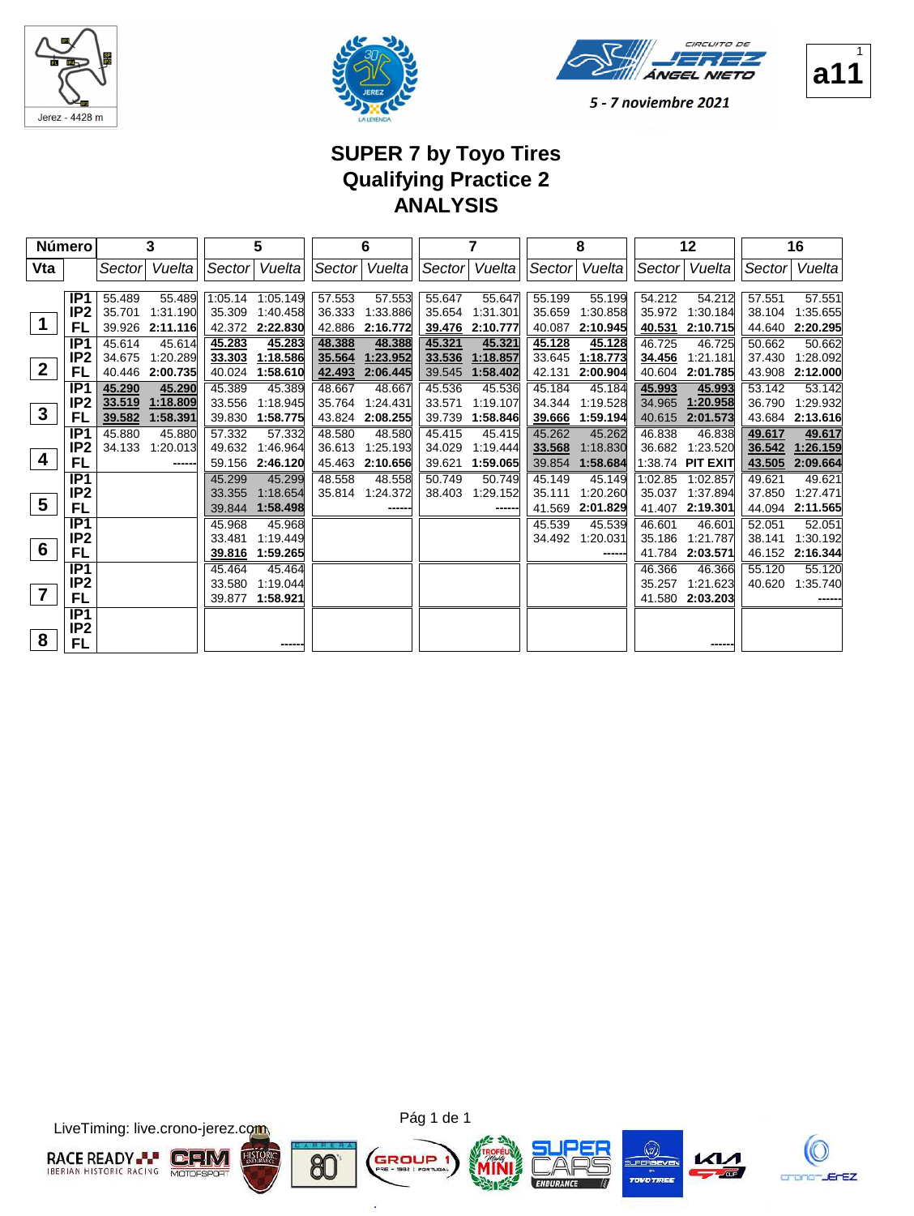5 - 7 noviembre 2021

a11

# SUPER 7 by Toyo Tires
## Qualifying Practice 2
## ANALYSIS

| Número | | 3 | | 5 | | 6 | | 7 | | 8 | | 12 | | 16 | |
|---|---|---|---|---|---|---|---|---|---|---|---|---|---|---|---|
| Vta | | Sector | Vuelta | Sector | Vuelta | Sector | Vuelta | Sector | Vuelta | Sector | Vuelta | Sector | Vuelta | Sector | Vuelta |
| 1 | IP1 | 55.489 | 55.489 | 1:05.14 | 1:05.149 | 57.553 | 57.553 | 55.647 | 55.647 | 55.199 | 55.199 | 54.212 | 54.212 | 57.551 | 57.551 |
| | IP2 | 35.701 | 1:31.190 | 35.309 | 1:40.458 | 36.333 | 1:33.886 | 35.654 | 1:31.301 | 35.659 | 1:30.858 | 35.972 | 1:30.184 | 38.104 | 1:35.655 |
| | FL | 39.926 | **2:11.116** | 42.372 | **2:22.830** | 42.886 | **2:16.772** | **39.476** | **2:10.777** | 40.087 | **2:10.945** | **40.531** | **2:10.715** | 44.640 | **2:20.295** |
| 2 | IP1 | 45.614 | 45.614 | **45.283** | **45.283** | **48.388** | **48.388** | **45.321** | **45.321** | **45.128** | **45.128** | 46.725 | 46.725 | 50.662 | 50.662 |
| | IP2 | 34.675 | 1:20.289 | **33.303** | **1:18.586** | **35.564** | **1:23.952** | **33.536** | **1:18.857** | 33.645 | **1:18.773** | **34.456** | 1:21.181 | 37.430 | 1:28.092 |
| | FL | 40.446 | **2:00.735** | 40.024 | **1:58.610** | **42.493** | **2:06.445** | 39.545 | **1:58.402** | 42.131 | **2:00.904** | 40.604 | **2:01.785** | 43.908 | **2:12.000** |
| 3 | IP1 | **45.290** | **45.290** | 45.389 | 45.389 | 48.667 | 48.667 | 45.536 | 45.536 | 45.184 | 45.184 | **45.993** | **45.993** | 53.142 | 53.142 |
| | IP2 | **33.519** | **1:18.809** | 33.556 | 1:18.945 | 35.764 | 1:24.431 | 33.571 | 1:19.107 | 34.344 | 1:19.528 | 34.965 | **1:20.958** | 36.790 | 1:29.932 |
| | FL | **39.582** | **1:58.391** | 39.830 | **1:58.775** | 43.824 | **2:08.255** | 39.739 | **1:58.846** | **39.666** | **1:59.194** | 40.615 | **2:01.573** | 43.684 | **2:13.616** |
| 4 | IP1 | 45.880 | 45.880 | 57.332 | 57.332 | 48.580 | 48.580 | 45.415 | 45.415 | 45.262 | 45.262 | 46.838 | 46.838 | **49.617** | **49.617** |
| | IP2 | 34.133 | 1:20.013 | 49.632 | 1:46.964 | 36.613 | 1:25.193 | 34.029 | 1:19.444 | **33.568** | 1:18.830 | 36.682 | 1:23.520 | **36.542** | **1:26.159** |
| | FL | | ------ | 59.156 | **2:46.120** | 45.463 | **2:10.656** | 39.621 | **1:59.065** | 39.854 | **1:58.684** | 1:38.74 | **PIT EXIT** | **43.505** | **2:09.664** |
| 5 | IP1 | | | 45.299 | 45.299 | 48.558 | 48.558 | 50.749 | 50.749 | 45.149 | 45.149 | 1:02.85 | 1:02.857 | 49.621 | 49.621 |
| | IP2 | | | 33.355 | 1:18.654 | 35.814 | 1:24.372 | 38.403 | 1:29.152 | 35.111 | 1:20.260 | 35.037 | 1:37.894 | 37.850 | 1:27.471 |
| | FL | | | 39.844 | **1:58.498** | | ------ | | ------ | 41.569 | **2:01.829** | 41.407 | **2:19.301** | 44.094 | **2:11.565** |
| 6 | IP1 | | | 45.968 | 45.968 | | | | | 45.539 | 45.539 | 46.601 | 46.601 | 52.051 | 52.051 |
| | IP2 | | | 33.481 | 1:19.449 | | | | | 34.492 | 1:20.031 | 35.186 | 1:21.787 | 38.141 | 1:30.192 |
| | FL | | | **39.816** | **1:59.265** | | | | | | ------ | 41.784 | **2:03.571** | 46.152 | **2:16.344** |
| 7 | IP1 | | | 45.464 | 45.464 | | | | | | | 46.366 | 46.366 | 55.120 | 55.120 |
| | IP2 | | | 33.580 | 1:19.044 | | | | | | | 35.257 | 1:21.623 | 40.620 | 1:35.740 |
| | FL | | | 39.877 | **1:58.921** | | | | | | | 41.580 | **2:03.203** | | ------ |
| 8 | IP1 | | | | | | | | | | | | | | |
| | IP2 | | | | | | | | | | | | | | |
| | FL | | | | ------ | | | | | | | | ------ | | |

LiveTiming: live.crono-jerez.com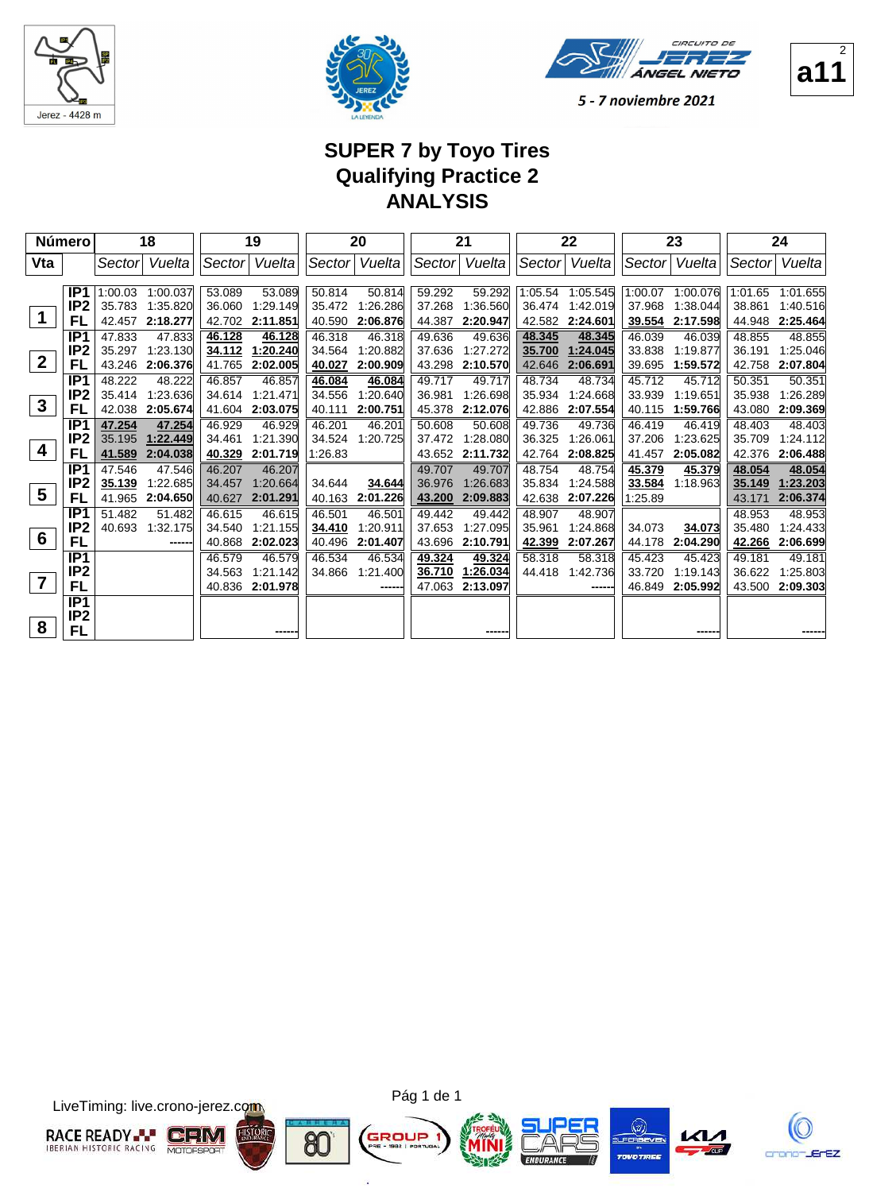Jerez - 4428 m

CIRCUITO DE JEREZ ÁNGEL NIETO

5 - 7 noviembre 2021

a11

# SUPER 7 by Toyo Tires
## Qualifying Practice 2
## ANALYSIS

| Número | | 18 | | 19 | | 20 | | 21 | | 22 | | 23 | | 24 | |
|---|---|---|---|---|---|---|---|---|---|---|---|---|---|---|---|
| Vta | | Sector | Vuelta | Sector | Vuelta | Sector | Vuelta | Sector | Vuelta | Sector | Vuelta | Sector | Vuelta | Sector | Vuelta |
| 1 | IP1 | 1:00.03 | 1:00.037 | 53.089 | 53.089 | 50.814 | 50.814 | 59.292 | 59.292 | 1:05.54 | 1:05.545 | 1:00.07 | 1:00.076 | 1:01.65 | 1:01.655 |
| | IP2 | 35.783 | 1:35.820 | 36.060 | 1:29.149 | 35.472 | 1:26.286 | 37.268 | 1:36.560 | 36.474 | 1:42.019 | 37.968 | 1:38.044 | 38.861 | 1:40.516 |
| | FL | 42.457 | 2:18.277 | 42.702 | 2:11.851 | 40.590 | 2:06.876 | 44.387 | 2:20.947 | 42.582 | 2:24.601 | 39.554 | 2:17.598 | 44.948 | 2:25.464 |
| 2 | IP1 | 47.833 | 47.833 | 46.128 | 46.128 | 46.318 | 46.318 | 49.636 | 49.636 | 48.345 | 48.345 | 46.039 | 46.039 | 48.855 | 48.855 |
| | IP2 | 35.297 | 1:23.130 | 34.112 | 1:20.240 | 34.564 | 1:20.882 | 37.636 | 1:27.272 | 35.700 | 1:24.045 | 33.838 | 1:19.877 | 36.191 | 1:25.046 |
| | FL | 43.246 | 2:06.376 | 41.765 | 2:02.005 | 40.027 | 2:00.909 | 43.298 | 2:10.570 | 42.646 | 2:06.691 | 39.695 | 1:59.572 | 42.758 | 2:07.804 |
| 3 | IP1 | 48.222 | 48.222 | 46.857 | 46.857 | 46.084 | 46.084 | 49.717 | 49.717 | 48.734 | 48.734 | 45.712 | 45.712 | 50.351 | 50.351 |
| | IP2 | 35.414 | 1:23.636 | 34.614 | 1:21.471 | 34.556 | 1:20.640 | 36.981 | 1:26.698 | 35.934 | 1:24.668 | 33.939 | 1:19.651 | 35.938 | 1:26.289 |
| | FL | 42.038 | 2:05.674 | 41.604 | 2:03.075 | 40.111 | 2:00.751 | 45.378 | 2:12.076 | 42.886 | 2:07.554 | 40.115 | 1:59.766 | 43.080 | 2:09.369 |
| 4 | IP1 | 47.254 | 47.254 | 46.929 | 46.929 | 46.201 | 46.201 | 50.608 | 50.608 | 49.736 | 49.736 | 46.419 | 46.419 | 48.403 | 48.403 |
| | IP2 | 35.195 | 1:22.449 | 34.461 | 1:21.390 | 34.524 | 1:20.725 | 37.472 | 1:28.080 | 36.325 | 1:26.061 | 37.206 | 1:23.625 | 35.709 | 1:24.112 |
| | FL | 41.589 | 2:04.038 | 40.329 | 2:01.719 | 1:26.83 | | 43.652 | 2:11.732 | 42.764 | 2:08.825 | 41.457 | 2:05.082 | 42.376 | 2:06.488 |
| 5 | IP1 | 47.546 | 47.546 | 46.207 | 46.207 | | | 49.707 | 49.707 | 48.754 | 48.754 | 45.379 | 45.379 | 48.054 | 48.054 |
| | IP2 | 35.139 | 1:22.685 | 34.457 | 1:20.664 | 34.644 | 34.644 | 36.976 | 1:26.683 | 35.834 | 1:24.588 | 33.584 | 1:18.963 | 35.149 | 1:23.203 |
| | FL | 41.965 | 2:04.650 | 40.627 | 2:01.291 | 40.163 | 2:01.226 | 43.200 | 2:09.883 | 42.638 | 2:07.226 | 1:25.89 | | 43.171 | 2:06.374 |
| 6 | IP1 | 51.482 | 51.482 | 46.615 | 46.615 | 46.501 | 46.501 | 49.442 | 49.442 | 48.907 | 48.907 | | | 48.953 | 48.953 |
| | IP2 | 40.693 | 1:32.175 | 34.540 | 1:21.155 | 34.410 | 1:20.911 | 37.653 | 1:27.095 | 35.961 | 1:24.868 | 34.073 | 34.073 | 35.480 | 1:24.433 |
| | FL | | ------ | 40.868 | 2:02.023 | 40.496 | 2:01.407 | 43.696 | 2:10.791 | 42.399 | 2:07.267 | 44.178 | 2:04.290 | 42.266 | 2:06.699 |
| 7 | IP1 | | | 46.579 | 46.579 | 46.534 | 46.534 | 49.324 | 49.324 | 58.318 | 58.318 | 45.423 | 45.423 | 49.181 | 49.181 |
| | IP2 | | | 34.563 | 1:21.142 | 34.866 | 1:21.400 | 36.710 | 1:26.034 | 44.418 | 1:42.736 | 33.720 | 1:19.143 | 36.622 | 1:25.803 |
| | FL | | | 40.836 | 2:01.978 | | ------ | 47.063 | 2:13.097 | | ------ | 46.849 | 2:05.992 | 43.500 | 2:09.303 |
| 8 | IP1 | | | | | | | | | | | | | | |
| | IP2 | | | | | | | | | | | | | | |
| | FL | | | | ------ | | | | ------ | | | | ------ | | ------ |

LiveTiming: live.crono-jerez.com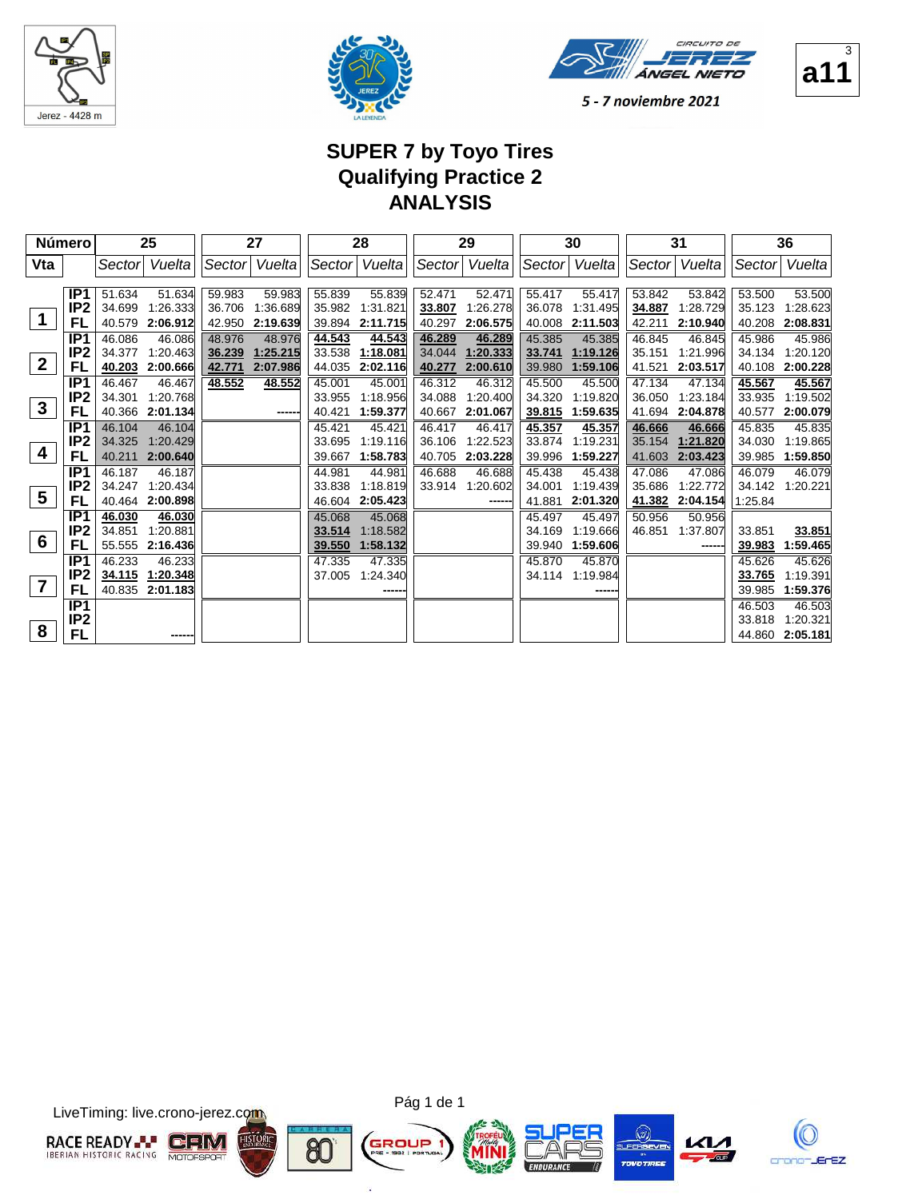Jerez - 4428 m

CIRCUITO DE JEREZ ÁNGEL NIETO

5 - 7 noviembre 2021

**a11**

# SUPER 7 by Toyo Tires
## Qualifying Practice 2
## ANALYSIS

| Número | | 25 | | 27 | | 28 | | 29 | | 30 | | 31 | | 36 | |
|---|---|---|---|---|---|---|---|---|---|---|---|---|---|---|---|
| Vta | | Sector | Vuelta | Sector | Vuelta | Sector | Vuelta | Sector | Vuelta | Sector | Vuelta | Sector | Vuelta | Sector | Vuelta |
| 1 | IP1 | 51.634 | 51.634 | 59.983 | 59.983 | 55.839 | 55.839 | 52.471 | 52.471 | 55.417 | 55.417 | 53.842 | 53.842 | 53.500 | 53.500 |
| | IP2 | 34.699 | 1:26.333 | 36.706 | 1:36.689 | 35.982 | 1:31.821 | 33.807 | 1:26.278 | 36.078 | 1:31.495 | 34.887 | 1:28.729 | 35.123 | 1:28.623 |
| | FL | 40.579 | **2:06.912** | 42.950 | **2:19.639** | 39.894 | **2:11.715** | 40.297 | **2:06.575** | 40.008 | **2:11.503** | 42.211 | **2:10.940** | 40.208 | **2:08.831** |
| 2 | IP1 | 46.086 | 46.086 | 48.976 | 48.976 | 44.543 | 44.543 | 46.289 | 46.289 | 45.385 | 45.385 | 46.845 | 46.845 | 45.986 | 45.986 |
| | IP2 | 34.377 | 1:20.463 | 36.239 | 1:25.215 | 33.538 | 1:18.081 | 34.044 | 1:20.333 | 33.741 | 1:19.126 | 35.151 | 1:21.996 | 34.134 | 1:20.120 |
| | FL | 40.203 | **2:00.666** | 42.771 | **2:07.986** | 44.035 | **2:02.116** | 40.277 | **2:00.610** | 39.980 | **1:59.106** | 41.521 | **2:03.517** | 40.108 | **2:00.228** |
| 3 | IP1 | 46.467 | 46.467 | 48.552 | 48.552 | 45.001 | 45.001 | 46.312 | 46.312 | 45.500 | 45.500 | 47.134 | 47.134 | 45.567 | 45.567 |
| | IP2 | 34.301 | 1:20.768 | | | 33.955 | 1:18.956 | 34.088 | 1:20.400 | 34.320 | 1:19.820 | 36.050 | 1:23.184 | 33.935 | 1:19.502 |
| | FL | 40.366 | **2:01.134** | | ------ | 40.421 | **1:59.377** | 40.667 | **2:01.067** | 39.815 | **1:59.635** | 41.694 | **2:04.878** | 40.577 | **2:00.079** |
| 4 | IP1 | 46.104 | 46.104 | | | 45.421 | 45.421 | 46.417 | 46.417 | 45.357 | 45.357 | 46.666 | 46.666 | 45.835 | 45.835 |
| | IP2 | 34.325 | 1:20.429 | | | 33.695 | 1:19.116 | 36.106 | 1:22.523 | 33.874 | 1:19.231 | 35.154 | 1:21.820 | 34.030 | 1:19.865 |
| | FL | 40.211 | **2:00.640** | | | 39.667 | **1:58.783** | 40.705 | **2:03.228** | 39.996 | **1:59.227** | 41.603 | **2:03.423** | 39.985 | **1:59.850** |
| 5 | IP1 | 46.187 | 46.187 | | | 44.981 | 44.981 | 46.688 | 46.688 | 45.438 | 45.438 | 47.086 | 47.086 | 46.079 | 46.079 |
| | IP2 | 34.247 | 1:20.434 | | | 33.838 | 1:18.819 | 33.914 | 1:20.602 | 34.001 | 1:19.439 | 35.686 | 1:22.772 | 34.142 | 1:20.221 |
| | FL | 40.464 | **2:00.898** | | | 46.604 | **2:05.423** | | ------ | 41.881 | **2:01.320** | 41.382 | **2:04.154** | 1:25.84 | |
| 6 | IP1 | 46.030 | 46.030 | | | 45.068 | 45.068 | | | 45.497 | 45.497 | 50.956 | 50.956 | | |
| | IP2 | 34.851 | 1:20.881 | | | 33.514 | 1:18.582 | | | 34.169 | 1:19.666 | 46.851 | 1:37.807 | 33.851 | 33.851 |
| | FL | 55.555 | **2:16.436** | | | 39.550 | **1:58.132** | | | 39.940 | **1:59.606** | | ------ | 39.983 | **1:59.465** |
| 7 | IP1 | 46.233 | 46.233 | | | 47.335 | 47.335 | | | 45.870 | 45.870 | | | 45.626 | 45.626 |
| | IP2 | 34.115 | 1:20.348 | | | 37.005 | 1:24.340 | | | 34.114 | 1:19.984 | | | 33.765 | 1:19.391 |
| | FL | 40.835 | **2:01.183** | | | | ------ | | | | ------ | | | 39.985 | **1:59.376** |
| 8 | IP1 | | | | | | | | | | | | | 46.503 | 46.503 |
| | IP2 | | | | | | | | | | | | | 33.818 | 1:20.321 |
| | FL | | ------ | | | | | | | | | | | 44.860 | **2:05.181** |

LiveTiming: live.crono-jerez.com

Pág 1 de 1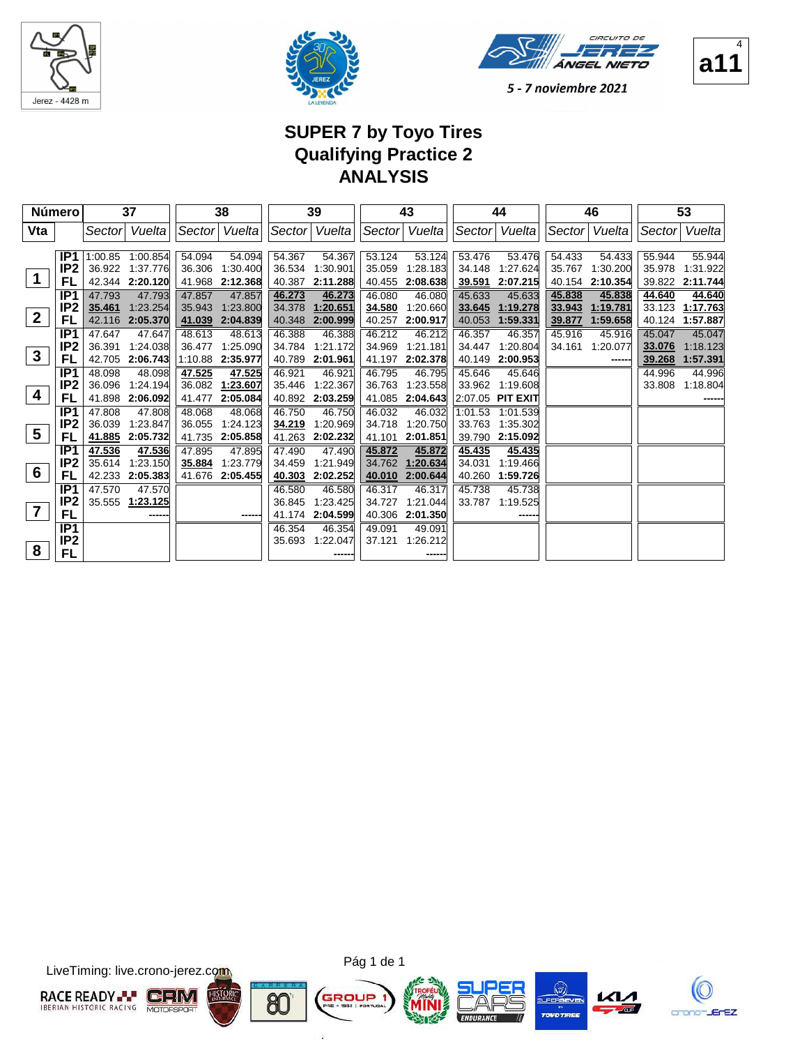# SUPER 7 by Toyo Tires
## Qualifying Practice 2
## ANALYSIS

5 - 7 noviembre 2021

Jerez - 4428 m

a11

| Número | | 37 | | 38 | | 39 | | 43 | | 44 | | 46 | | 53 | |
|---|---|---|---|---|---|---|---|---|---|---|---|---|---|---|---|
| Vta | | Sector | Vuelta | Sector | Vuelta | Sector | Vuelta | Sector | Vuelta | Sector | Vuelta | Sector | Vuelta | Sector | Vuelta |
| 1 | IP1 | 1:00.85 | 1:00.854 | 54.094 | 54.094 | 54.367 | 54.367 | 53.124 | 53.124 | 53.476 | 53.476 | 54.433 | 54.433 | 55.944 | 55.944 |
| | IP2 | 36.922 | 1:37.776 | 36.306 | 1:30.400 | 36.534 | 1:30.901 | 35.059 | 1:28.183 | 34.148 | 1:27.624 | 35.767 | 1:30.200 | 35.978 | 1:31.922 |
| | FL | 42.344 | **2:20.120** | 41.968 | **2:12.368** | 40.387 | **2:11.288** | 40.455 | **2:08.638** | **39.591** | **2:07.215** | 40.154 | **2:10.354** | 39.822 | **2:11.744** |
| 2 | IP1 | 47.793 | 47.793 | 47.857 | 47.857 | **46.273** | **46.273** | 46.080 | 46.080 | 45.633 | 45.633 | **45.838** | **45.838** | **44.640** | **44.640** |
| | IP2 | **35.461** | 1:23.254 | 35.943 | 1:23.800 | 34.378 | **1:20.651** | **34.580** | 1:20.660 | **33.645** | **1:19.278** | **33.943** | **1:19.781** | 33.123 | **1:17.763** |
| | FL | 42.116 | **2:05.370** | **41.039** | **2:04.839** | 40.348 | **2:00.999** | 40.257 | **2:00.917** | 40.053 | **1:59.331** | **39.877** | **1:59.658** | 40.124 | **1:57.887** |
| 3 | IP1 | 47.647 | 47.647 | 48.613 | 48.613 | 46.388 | 46.388 | 46.212 | 46.212 | 46.357 | 46.357 | 45.916 | 45.916 | 45.047 | 45.047 |
| | IP2 | 36.391 | 1:24.038 | 36.477 | 1:25.090 | 34.784 | 1:21.172 | 34.969 | 1:21.181 | 34.447 | 1:20.804 | 34.161 | 1:20.077 | **33.076** | 1:18.123 |
| | FL | 42.705 | **2:06.743** | 1:10.88 | **2:35.977** | 40.789 | **2:01.961** | 41.197 | **2:02.378** | 40.149 | **2:00.953** | | ------ | **39.268** | **1:57.391** |
| 4 | IP1 | 48.098 | 48.098 | **47.525** | **47.525** | 46.921 | 46.921 | 46.795 | 46.795 | 45.646 | 45.646 | | | 44.996 | 44.996 |
| | IP2 | 36.096 | 1:24.194 | 36.082 | **1:23.607** | 35.446 | 1:22.367 | 36.763 | 1:23.558 | 33.962 | 1:19.608 | | | 33.808 | 1:18.804 |
| | FL | 41.898 | **2:06.092** | 41.477 | **2:05.084** | 40.892 | **2:03.259** | 41.085 | **2:04.643** | 2:07.05 | **PIT EXIT** | | | | ------ |
| 5 | IP1 | 47.808 | 47.808 | 48.068 | 48.068 | 46.750 | 46.750 | 46.032 | 46.032 | 1:01.53 | 1:01.539 | | | | |
| | IP2 | 36.039 | 1:23.847 | 36.055 | 1:24.123 | **34.219** | 1:20.969 | 34.718 | 1:20.750 | 33.763 | 1:35.302 | | | | |
| | FL | **41.885** | **2:05.732** | 41.735 | **2:05.858** | 41.263 | **2:02.232** | 41.101 | **2:01.851** | 39.790 | **2:15.092** | | | | |
| 6 | IP1 | **47.536** | **47.536** | 47.895 | 47.895 | 47.490 | 47.490 | **45.872** | **45.872** | **45.435** | **45.435** | | | | |
| | IP2 | 35.614 | 1:23.150 | **35.884** | 1:23.779 | 34.459 | 1:21.949 | 34.762 | **1:20.634** | 34.031 | 1:19.466 | | | | |
| | FL | 42.233 | **2:05.383** | 41.676 | **2:05.455** | **40.303** | **2:02.252** | **40.010** | **2:00.644** | 40.260 | **1:59.726** | | | | |
| 7 | IP1 | 47.570 | 47.570 | | | 46.580 | 46.580 | 46.317 | 46.317 | 45.738 | 45.738 | | | | |
| | IP2 | 35.555 | **1:23.125** | | | 36.845 | 1:23.425 | 34.727 | 1:21.044 | 33.787 | 1:19.525 | | | | |
| | FL | | ------ | | ------ | 41.174 | **2:04.599** | 40.306 | **2:01.350** | | ------ | | | | |
| 8 | IP1 | | | | | 46.354 | 46.354 | 49.091 | 49.091 | | | | | | |
| | IP2 | | | | | 35.693 | 1:22.047 | 37.121 | 1:26.212 | | | | | | |
| | FL | | | | | | ------ | | ------ | | | | | | |

LiveTiming: live.crono-jerez.com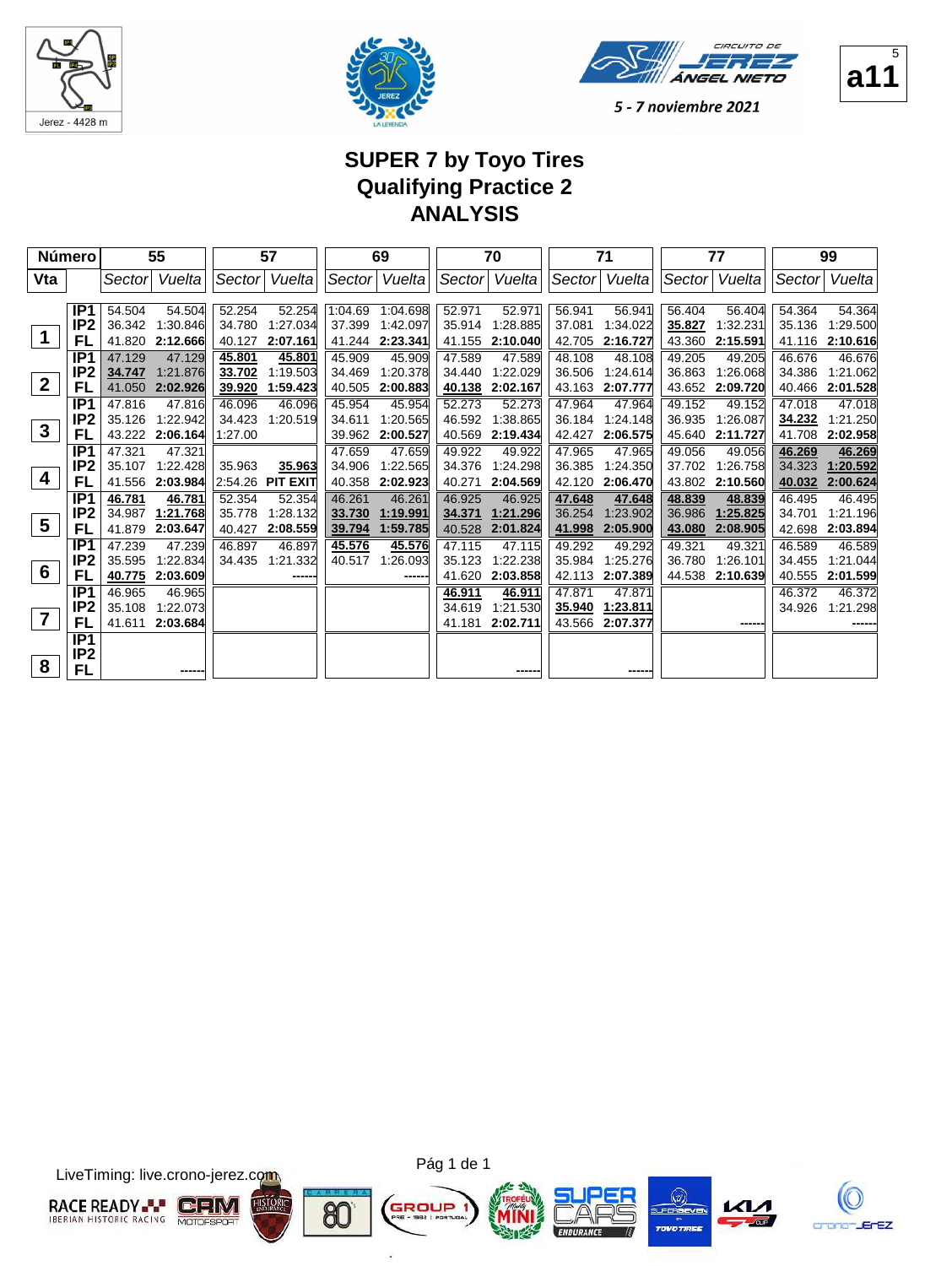Jerez - 4428 m

CIRCUITO DE JEREZ ÁNGEL NIETO

5 - 7 noviembre 2021

**a11**

# SUPER 7 by Toyo Tires
## Qualifying Practice 2
## ANALYSIS

| Número | | 55 | | 57 | | 69 | | 70 | | 71 | | 77 | | 99 | |
|---|---|---|---|---|---|---|---|---|---|---|---|---|---|---|---|
| Vta | | Sector | Vuelta | Sector | Vuelta | Sector | Vuelta | Sector | Vuelta | Sector | Vuelta | Sector | Vuelta | Sector | Vuelta |
| 1 | IP1 | 54.504 | 54.504 | 52.254 | 52.254 | 1:04.69 | 1:04.698 | 52.971 | 52.971 | 56.941 | 56.941 | 56.404 | 56.404 | 54.364 | 54.364 |
| | IP2 | 36.342 | 1:30.846 | 34.780 | 1:27.034 | 37.399 | 1:42.097 | 35.914 | 1:28.885 | 37.081 | 1:34.022 | **35.827** | 1:32.231 | 35.136 | 1:29.500 |
| | FL | 41.820 | **2:12.666** | 40.127 | **2:07.161** | 41.244 | **2:23.341** | 41.155 | **2:10.040** | 42.705 | **2:16.727** | 43.360 | **2:15.591** | 41.116 | **2:10.616** |
| 2 | IP1 | 47.129 | 47.129 | **45.801** | **45.801** | 45.909 | 45.909 | 47.589 | 47.589 | 48.108 | 48.108 | 49.205 | 49.205 | 46.676 | 46.676 |
| | IP2 | **34.747** | 1:21.876 | **33.702** | 1:19.503 | 34.469 | 1:20.378 | 34.440 | 1:22.029 | 36.506 | 1:24.614 | 36.863 | 1:26.068 | 34.386 | 1:21.062 |
| | FL | 41.050 | **2:02.926** | **39.920** | **1:59.423** | 40.505 | **2:00.883** | **40.138** | **2:02.167** | 43.163 | **2:07.777** | 43.652 | **2:09.720** | 40.466 | **2:01.528** |
| 3 | IP1 | 47.816 | 47.816 | 46.096 | 46.096 | 45.954 | 45.954 | 52.273 | 52.273 | 47.964 | 47.964 | 49.152 | 49.152 | 47.018 | 47.018 |
| | IP2 | 35.126 | 1:22.942 | 34.423 | 1:20.519 | 34.611 | 1:20.565 | 46.592 | 1:38.865 | 36.184 | 1:24.148 | 36.935 | 1:26.087 | **34.232** | 1:21.250 |
| | FL | 43.222 | **2:06.164** | 1:27.00 | | 39.962 | **2:00.527** | 40.569 | **2:19.434** | 42.427 | **2:06.575** | 45.640 | **2:11.727** | 41.708 | **2:02.958** |
| 4 | IP1 | 47.321 | 47.321 | | | 47.659 | 47.659 | 49.922 | 49.922 | 47.965 | 47.965 | 49.056 | 49.056 | **46.269** | **46.269** |
| | IP2 | 35.107 | 1:22.428 | 35.963 | **35.963** | 34.906 | 1:22.565 | 34.376 | 1:24.298 | 36.385 | 1:24.350 | 37.702 | 1:26.758 | 34.323 | **1:20.592** |
| | FL | 41.556 | **2:03.984** | 2:54.26 | **PIT EXIT** | 40.358 | **2:02.923** | 40.271 | **2:04.569** | 42.120 | **2:06.470** | 43.802 | **2:10.560** | **40.032** | **2:00.624** |
| 5 | IP1 | **46.781** | **46.781** | 52.354 | 52.354 | 46.261 | 46.261 | 46.925 | 46.925 | **47.648** | **47.648** | **48.839** | **48.839** | 46.495 | 46.495 |
| | IP2 | 34.987 | **1:21.768** | 35.778 | 1:28.132 | **33.730** | **1:19.991** | **34.371** | **1:21.296** | 36.254 | 1:23.902 | 36.986 | **1:25.825** | 34.701 | 1:21.196 |
| | FL | 41.879 | **2:03.647** | 40.427 | **2:08.559** | **39.794** | **1:59.785** | 40.528 | **2:01.824** | **41.998** | **2:05.900** | **43.080** | **2:08.905** | 42.698 | **2:03.894** |
| 6 | IP1 | 47.239 | 47.239 | 46.897 | 46.897 | **45.576** | **45.576** | 47.115 | 47.115 | 49.292 | 49.292 | 49.321 | 49.321 | 46.589 | 46.589 |
| | IP2 | 35.595 | 1:22.834 | 34.435 | 1:21.332 | 40.517 | 1:26.093 | 35.123 | 1:22.238 | 35.984 | 1:25.276 | 36.780 | 1:26.101 | 34.455 | 1:21.044 |
| | FL | **40.775** | **2:03.609** | | ------ | | ------ | 41.620 | **2:03.858** | 42.113 | **2:07.389** | 44.538 | **2:10.639** | 40.555 | **2:01.599** |
| 7 | IP1 | 46.965 | 46.965 | | | | | **46.911** | **46.911** | 47.871 | 47.871 | | | 46.372 | 46.372 |
| | IP2 | 35.108 | 1:22.073 | | | | | 34.619 | 1:21.530 | **35.940** | **1:23.811** | | | 34.926 | 1:21.298 |
| | FL | 41.611 | **2:03.684** | | | | | 41.181 | **2:02.711** | 43.566 | **2:07.377** | | ------ | | ------ |
| 8 | IP1 | | | | | | | | | | | | | | |
| | IP2 | | | | | | | | | | | | | | |
| | FL | | ------ | | | | | | ------ | | ------ | | | | |

LiveTiming: live.crono-jerez.com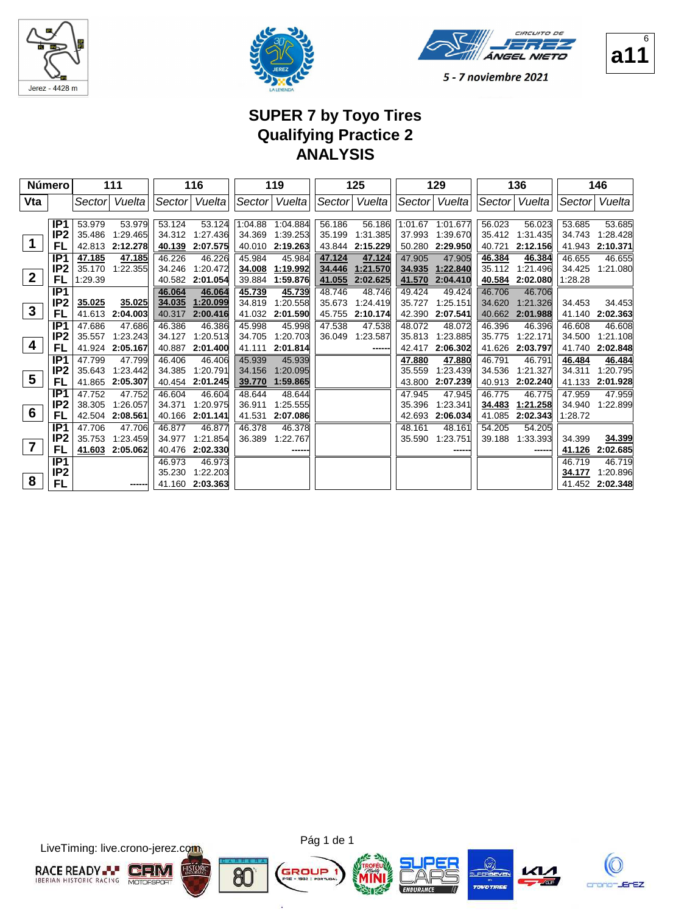# SUPER 7 by Toyo Tires
## Qualifying Practice 2
## ANALYSIS

5 - 7 noviembre 2021

| Número | | 111 | | 116 | | 119 | | 125 | | 129 | | 136 | | 146 | |
|---|---|---|---|---|---|---|---|---|---|---|---|---|---|---|---|
| Vta | | Sector | Vuelta | Sector | Vuelta | Sector | Vuelta | Sector | Vuelta | Sector | Vuelta | Sector | Vuelta | Sector | Vuelta |
| 1 | IP1 | 53.979 | 53.979 | 53.124 | 53.124 | 1:04.88 | 1:04.884 | 56.186 | 56.186 | 1:01.67 | 1:01.677 | 56.023 | 56.023 | 53.685 | 53.685 |
| | IP2 | 35.486 | 1:29.465 | 34.312 | 1:27.436 | 34.369 | 1:39.253 | 35.199 | 1:31.385 | 37.993 | 1:39.670 | 35.412 | 1:31.435 | 34.743 | 1:28.428 |
| | FL | 42.813 | **2:12.278** | **40.139** | **2:07.575** | 40.010 | **2:19.263** | 43.844 | **2:15.229** | 50.280 | **2:29.950** | 40.721 | **2:12.156** | 41.943 | **2:10.371** |
| 2 | IP1 | **47.185** | **47.185** | 46.226 | 46.226 | 45.984 | 45.984 | **47.124** | **47.124** | 47.905 | 47.905 | **46.384** | **46.384** | 46.655 | 46.655 |
| | IP2 | 35.170 | 1:22.355 | 34.246 | 1:20.472 | **34.008** | **1:19.992** | **34.446** | **1:21.570** | **34.935** | **1:22.840** | 35.112 | 1:21.496 | 34.425 | 1:21.080 |
| | FL | 1:29.39 | | 40.582 | **2:01.054** | 39.884 | **1:59.876** | **41.055** | **2:02.625** | **41.570** | **2:04.410** | **40.584** | **2:02.080** | 1:28.28 | |
| 3 | IP1 | | | **46.064** | **46.064** | **45.739** | **45.739** | 48.746 | 48.746 | 49.424 | 49.424 | 46.706 | 46.706 | | |
| | IP2 | **35.025** | **35.025** | **34.035** | **1:20.099** | 34.819 | 1:20.558 | 35.673 | 1:24.419 | 35.727 | 1:25.151 | 34.620 | 1:21.326 | 34.453 | 34.453 |
| | FL | 41.613 | **2:04.003** | 40.317 | **2:00.416** | 41.032 | **2:01.590** | 45.755 | **2:10.174** | 42.390 | **2:07.541** | 40.662 | **2:01.988** | 41.140 | **2:02.363** |
| 4 | IP1 | 47.686 | 47.686 | 46.386 | 46.386 | 45.998 | 45.998 | 47.538 | 47.538 | 48.072 | 48.072 | 46.396 | 46.396 | 46.608 | 46.608 |
| | IP2 | 35.557 | 1:23.243 | 34.127 | 1:20.513 | 34.705 | 1:20.703 | 36.049 | 1:23.587 | 35.813 | 1:23.885 | 35.775 | 1:22.171 | 34.500 | 1:21.108 |
| | FL | 41.924 | **2:05.167** | 40.887 | **2:01.400** | 41.111 | **2:01.814** | | ------ | 42.417 | **2:06.302** | 41.626 | **2:03.797** | 41.740 | **2:02.848** |
| 5 | IP1 | 47.799 | 47.799 | 46.406 | 46.406 | 45.939 | 45.939 | | | **47.880** | **47.880** | 46.791 | 46.791 | **46.484** | **46.484** |
| | IP2 | 35.643 | 1:23.442 | 34.385 | 1:20.791 | 34.156 | 1:20.095 | | | 35.559 | 1:23.439 | 34.536 | 1:21.327 | 34.311 | 1:20.795 |
| | FL | 41.865 | **2:05.307** | 40.454 | **2:01.245** | **39.770** | **1:59.865** | | | 43.800 | **2:07.239** | 40.913 | **2:02.240** | 41.133 | **2:01.928** |
| 6 | IP1 | 47.752 | 47.752 | 46.604 | 46.604 | 48.644 | 48.644 | | | 47.945 | 47.945 | 46.775 | 46.775 | 47.959 | 47.959 |
| | IP2 | 38.305 | 1:26.057 | 34.371 | 1:20.975 | 36.911 | 1:25.555 | | | 35.396 | 1:23.341 | **34.483** | **1:21.258** | 34.940 | 1:22.899 |
| | FL | 42.504 | **2:08.561** | 40.166 | **2:01.141** | 41.531 | **2:07.086** | | | 42.693 | **2:06.034** | 41.085 | **2:02.343** | 1:28.72 | |
| 7 | IP1 | 47.706 | 47.706 | 46.877 | 46.877 | 46.378 | 46.378 | | | 48.161 | 48.161 | 54.205 | 54.205 | | |
| | IP2 | 35.753 | 1:23.459 | 34.977 | 1:21.854 | 36.389 | 1:22.767 | | | 35.590 | 1:23.751 | 39.188 | 1:33.393 | 34.399 | **34.399** |
| | FL | **41.603** | **2:05.062** | 40.476 | **2:02.330** | | ------ | | | | ------ | | ------ | **41.126** | **2:02.685** |
| 8 | IP1 | | | 46.973 | 46.973 | | | | | | | | | 46.719 | 46.719 |
| | IP2 | | | 35.230 | 1:22.203 | | | | | | | | | **34.177** | 1:20.896 |
| | FL | | ------ | 41.160 | **2:03.363** | | | | | | | | | 41.452 | **2:02.348** |

LiveTiming: live.crono-jerez.com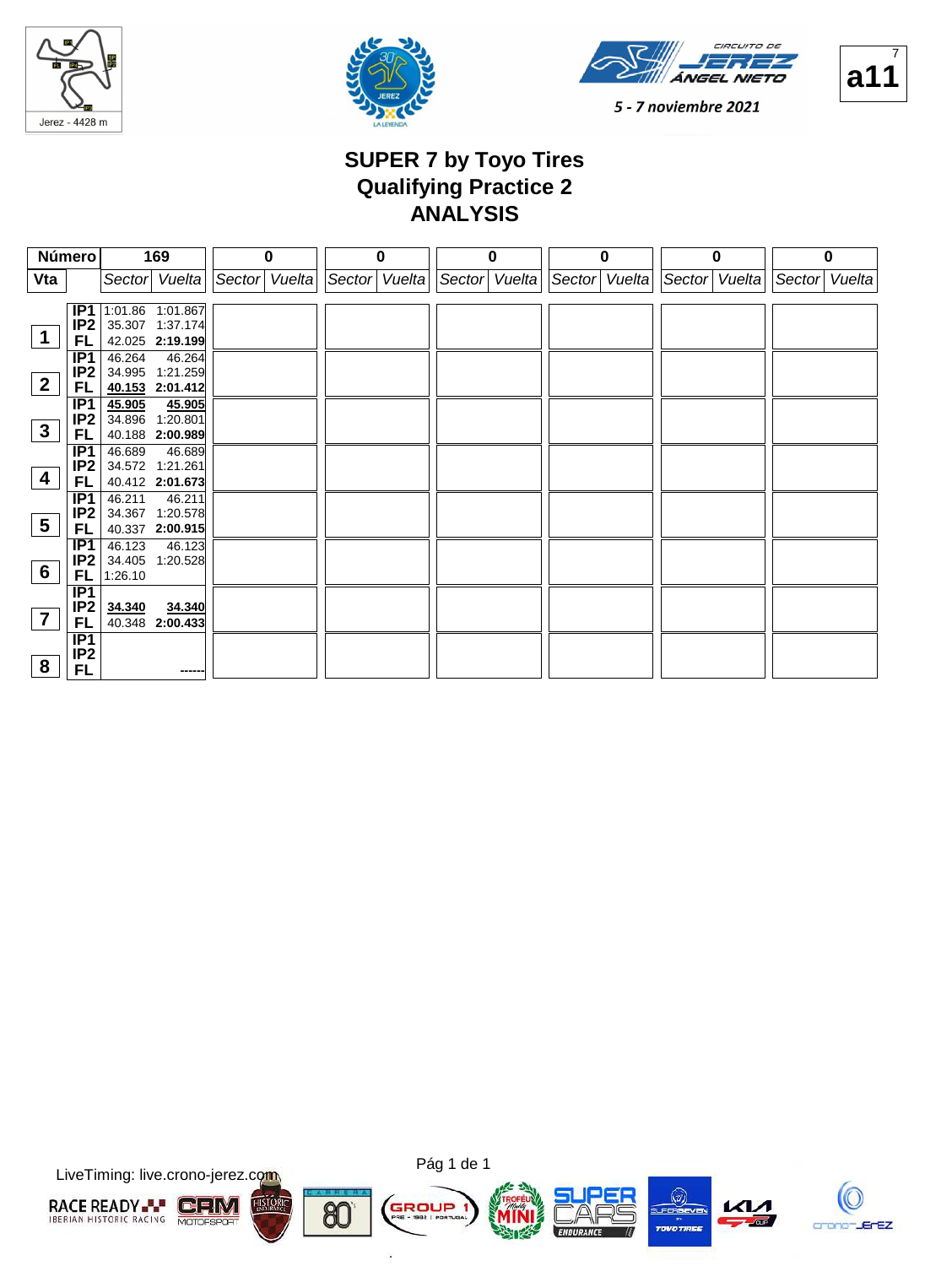Jerez - 4428 m

5 - 7 noviembre 2021

a11

# SUPER 7 by Toyo Tires
## Qualifying Practice 2
## ANALYSIS

| Número | | 169 | | 0 | | 0 | | 0 | | 0 | | 0 | | 0 | |
|---|---|---|---|---|---|---|---|---|---|---|---|---|---|---|---|
| Vta | | Sector | Vuelta | Sector | Vuelta | Sector | Vuelta | Sector | Vuelta | Sector | Vuelta | Sector | Vuelta | Sector | Vuelta |
| 1 | IP1 | 1:01.86 | 1:01.867 | | | | | | | | | | | | |
| | IP2 | 35.307 | 1:37.174 | | | | | | | | | | | | |
| | FL | 42.025 | **2:19.199** | | | | | | | | | | | | |
| 2 | IP1 | 46.264 | 46.264 | | | | | | | | | | | | |
| | IP2 | 34.995 | 1:21.259 | | | | | | | | | | | | |
| | FL | **40.153** | **2:01.412** | | | | | | | | | | | | |
| 3 | IP1 | **45.905** | **45.905** | | | | | | | | | | | | |
| | IP2 | 34.896 | 1:20.801 | | | | | | | | | | | | |
| | FL | 40.188 | **2:00.989** | | | | | | | | | | | | |
| 4 | IP1 | 46.689 | 46.689 | | | | | | | | | | | | |
| | IP2 | 34.572 | 1:21.261 | | | | | | | | | | | | |
| | FL | 40.412 | **2:01.673** | | | | | | | | | | | | |
| 5 | IP1 | 46.211 | 46.211 | | | | | | | | | | | | |
| | IP2 | 34.367 | 1:20.578 | | | | | | | | | | | | |
| | FL | 40.337 | **2:00.915** | | | | | | | | | | | | |
| 6 | IP1 | 46.123 | 46.123 | | | | | | | | | | | | |
| | IP2 | 34.405 | 1:20.528 | | | | | | | | | | | | |
| | FL | 1:26.10 | | | | | | | | | | | | | |
| 7 | IP1 | | | | | | | | | | | | | | |
| | IP2 | **34.340** | **34.340** | | | | | | | | | | | | |
| | FL | 40.348 | **2:00.433** | | | | | | | | | | | | |
| 8 | IP1 | | | | | | | | | | | | | | |
| | IP2 | | | | | | | | | | | | | | |
| | FL | | ------ | | | | | | | | | | | | |

LiveTiming: live.crono-jerez.com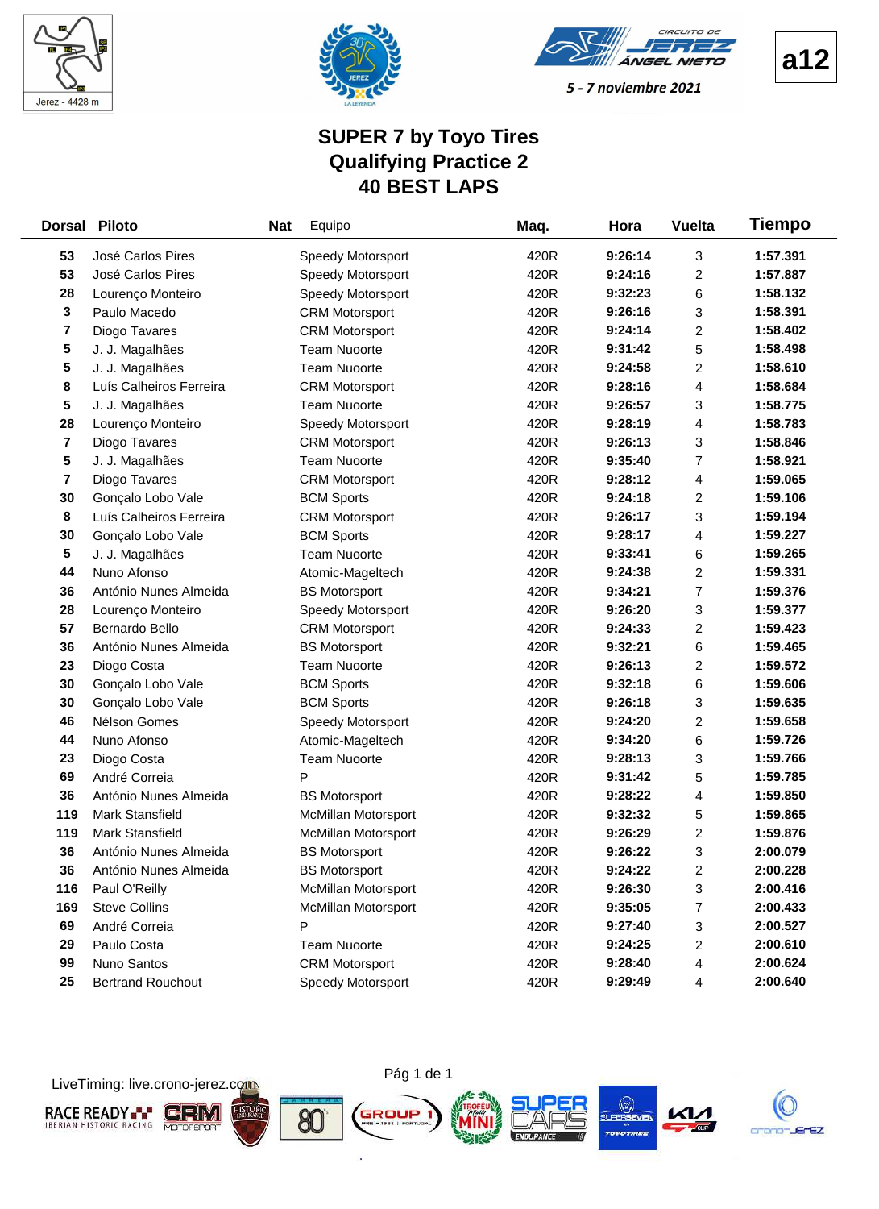Jerez - 4428 m

5 - 7 noviembre 2021

a12

# SUPER 7 by Toyo Tires
## Qualifying Practice 2
## 40 BEST LAPS

| Dorsal | Piloto | Nat | Equipo | Maq. | Hora | Vuelta | Tiempo |
|---|---|---|---|---|---|---|---|
| 53 | José Carlos Pires | | Speedy Motorsport | 420R | 9:26:14 | 3 | 1:57.391 |
| 53 | José Carlos Pires | | Speedy Motorsport | 420R | 9:24:16 | 2 | 1:57.887 |
| 28 | Lourenço Monteiro | | Speedy Motorsport | 420R | 9:32:23 | 6 | 1:58.132 |
| 3 | Paulo Macedo | | CRM Motorsport | 420R | 9:26:16 | 3 | 1:58.391 |
| 7 | Diogo Tavares | | CRM Motorsport | 420R | 9:24:14 | 2 | 1:58.402 |
| 5 | J. J. Magalhães | | Team Nuoorte | 420R | 9:31:42 | 5 | 1:58.498 |
| 5 | J. J. Magalhães | | Team Nuoorte | 420R | 9:24:58 | 2 | 1:58.610 |
| 8 | Luís Calheiros Ferreira | | CRM Motorsport | 420R | 9:28:16 | 4 | 1:58.684 |
| 5 | J. J. Magalhães | | Team Nuoorte | 420R | 9:26:57 | 3 | 1:58.775 |
| 28 | Lourenço Monteiro | | Speedy Motorsport | 420R | 9:28:19 | 4 | 1:58.783 |
| 7 | Diogo Tavares | | CRM Motorsport | 420R | 9:26:13 | 3 | 1:58.846 |
| 5 | J. J. Magalhães | | Team Nuoorte | 420R | 9:35:40 | 7 | 1:58.921 |
| 7 | Diogo Tavares | | CRM Motorsport | 420R | 9:28:12 | 4 | 1:59.065 |
| 30 | Gonçalo Lobo Vale | | BCM Sports | 420R | 9:24:18 | 2 | 1:59.106 |
| 8 | Luís Calheiros Ferreira | | CRM Motorsport | 420R | 9:26:17 | 3 | 1:59.194 |
| 30 | Gonçalo Lobo Vale | | BCM Sports | 420R | 9:28:17 | 4 | 1:59.227 |
| 5 | J. J. Magalhães | | Team Nuoorte | 420R | 9:33:41 | 6 | 1:59.265 |
| 44 | Nuno Afonso | | Atomic-Mageltech | 420R | 9:24:38 | 2 | 1:59.331 |
| 36 | António Nunes Almeida | | BS Motorsport | 420R | 9:34:21 | 7 | 1:59.376 |
| 28 | Lourenço Monteiro | | Speedy Motorsport | 420R | 9:26:20 | 3 | 1:59.377 |
| 57 | Bernardo Bello | | CRM Motorsport | 420R | 9:24:33 | 2 | 1:59.423 |
| 36 | António Nunes Almeida | | BS Motorsport | 420R | 9:32:21 | 6 | 1:59.465 |
| 23 | Diogo Costa | | Team Nuoorte | 420R | 9:26:13 | 2 | 1:59.572 |
| 30 | Gonçalo Lobo Vale | | BCM Sports | 420R | 9:32:18 | 6 | 1:59.606 |
| 30 | Gonçalo Lobo Vale | | BCM Sports | 420R | 9:26:18 | 3 | 1:59.635 |
| 46 | Nélson Gomes | | Speedy Motorsport | 420R | 9:24:20 | 2 | 1:59.658 |
| 44 | Nuno Afonso | | Atomic-Mageltech | 420R | 9:34:20 | 6 | 1:59.726 |
| 23 | Diogo Costa | | Team Nuoorte | 420R | 9:28:13 | 3 | 1:59.766 |
| 69 | André Correia | | P | 420R | 9:31:42 | 5 | 1:59.785 |
| 36 | António Nunes Almeida | | BS Motorsport | 420R | 9:28:22 | 4 | 1:59.850 |
| 119 | Mark Stansfield | | McMillan Motorsport | 420R | 9:32:32 | 5 | 1:59.865 |
| 119 | Mark Stansfield | | McMillan Motorsport | 420R | 9:26:29 | 2 | 1:59.876 |
| 36 | António Nunes Almeida | | BS Motorsport | 420R | 9:26:22 | 3 | 2:00.079 |
| 36 | António Nunes Almeida | | BS Motorsport | 420R | 9:24:22 | 2 | 2:00.228 |
| 116 | Paul O'Reilly | | McMillan Motorsport | 420R | 9:26:30 | 3 | 2:00.416 |
| 169 | Steve Collins | | McMillan Motorsport | 420R | 9:35:05 | 7 | 2:00.433 |
| 69 | André Correia | | P | 420R | 9:27:40 | 3 | 2:00.527 |
| 29 | Paulo Costa | | Team Nuoorte | 420R | 9:24:25 | 2 | 2:00.610 |
| 99 | Nuno Santos | | CRM Motorsport | 420R | 9:28:40 | 4 | 2:00.624 |
| 25 | Bertrand Rouchout | | Speedy Motorsport | 420R | 9:29:49 | 4 | 2:00.640 |

LiveTiming: live.crono-jerez.com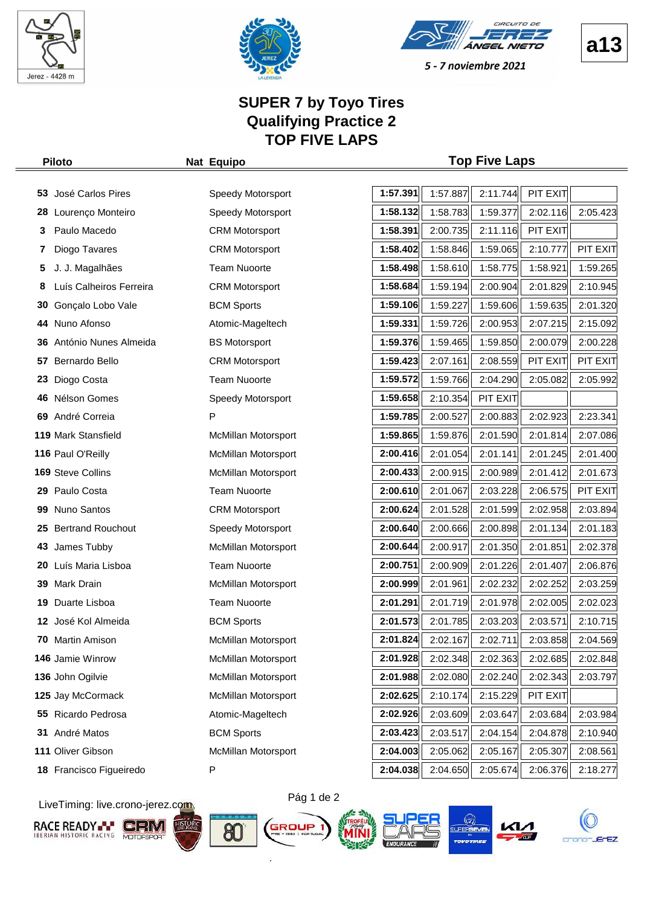Jerez - 4428 m

**a13**

5 - 7 noviembre 2021

# SUPER 7 by Toyo Tires
## Qualifying Practice 2
## TOP FIVE LAPS

| | Piloto | Nat | Equipo | Top Five Laps | | | | |
|---|---|---|---|---|---|---|---|---|
| 53 | José Carlos Pires | | Speedy Motorsport | 1:57.391 | 1:57.887 | 2:11.744 | PIT EXIT | |
| 28 | Lourenço Monteiro | | Speedy Motorsport | 1:58.132 | 1:58.783 | 1:59.377 | 2:02.116 | 2:05.423 |
| 3 | Paulo Macedo | | CRM Motorsport | 1:58.391 | 2:00.735 | 2:11.116 | PIT EXIT | |
| 7 | Diogo Tavares | | CRM Motorsport | 1:58.402 | 1:58.846 | 1:59.065 | 2:10.777 | PIT EXIT |
| 5 | J. J. Magalhães | | Team Nuoorte | 1:58.498 | 1:58.610 | 1:58.775 | 1:58.921 | 1:59.265 |
| 8 | Luís Calheiros Ferreira | | CRM Motorsport | 1:58.684 | 1:59.194 | 2:00.904 | 2:01.829 | 2:10.945 |
| 30 | Gonçalo Lobo Vale | | BCM Sports | 1:59.106 | 1:59.227 | 1:59.606 | 1:59.635 | 2:01.320 |
| 44 | Nuno Afonso | | Atomic-Mageltech | 1:59.331 | 1:59.726 | 2:00.953 | 2:07.215 | 2:15.092 |
| 36 | António Nunes Almeida | | BS Motorsport | 1:59.376 | 1:59.465 | 1:59.850 | 2:00.079 | 2:00.228 |
| 57 | Bernardo Bello | | CRM Motorsport | 1:59.423 | 2:07.161 | 2:08.559 | PIT EXIT | PIT EXIT |
| 23 | Diogo Costa | | Team Nuoorte | 1:59.572 | 1:59.766 | 2:04.290 | 2:05.082 | 2:05.992 |
| 46 | Nélson Gomes | | Speedy Motorsport | 1:59.658 | 2:10.354 | PIT EXIT | | |
| 69 | André Correia | | P | 1:59.785 | 2:00.527 | 2:00.883 | 2:02.923 | 2:23.341 |
| 119 | Mark Stansfield | | McMillan Motorsport | 1:59.865 | 1:59.876 | 2:01.590 | 2:01.814 | 2:07.086 |
| 116 | Paul O'Reilly | | McMillan Motorsport | 2:00.416 | 2:01.054 | 2:01.141 | 2:01.245 | 2:01.400 |
| 169 | Steve Collins | | McMillan Motorsport | 2:00.433 | 2:00.915 | 2:00.989 | 2:01.412 | 2:01.673 |
| 29 | Paulo Costa | | Team Nuoorte | 2:00.610 | 2:01.067 | 2:03.228 | 2:06.575 | PIT EXIT |
| 99 | Nuno Santos | | CRM Motorsport | 2:00.624 | 2:01.528 | 2:01.599 | 2:02.958 | 2:03.894 |
| 25 | Bertrand Rouchout | | Speedy Motorsport | 2:00.640 | 2:00.666 | 2:00.898 | 2:01.134 | 2:01.183 |
| 43 | James Tubby | | McMillan Motorsport | 2:00.644 | 2:00.917 | 2:01.350 | 2:01.851 | 2:02.378 |
| 20 | Luís Maria Lisboa | | Team Nuoorte | 2:00.751 | 2:00.909 | 2:01.226 | 2:01.407 | 2:06.876 |
| 39 | Mark Drain | | McMillan Motorsport | 2:00.999 | 2:01.961 | 2:02.232 | 2:02.252 | 2:03.259 |
| 19 | Duarte Lisboa | | Team Nuoorte | 2:01.291 | 2:01.719 | 2:01.978 | 2:02.005 | 2:02.023 |
| 12 | José Kol Almeida | | BCM Sports | 2:01.573 | 2:01.785 | 2:03.203 | 2:03.571 | 2:10.715 |
| 70 | Martin Amison | | McMillan Motorsport | 2:01.824 | 2:02.167 | 2:02.711 | 2:03.858 | 2:04.569 |
| 146 | Jamie Winrow | | McMillan Motorsport | 2:01.928 | 2:02.348 | 2:02.363 | 2:02.685 | 2:02.848 |
| 136 | John Ogilvie | | McMillan Motorsport | 2:01.988 | 2:02.080 | 2:02.240 | 2:02.343 | 2:03.797 |
| 125 | Jay McCormack | | McMillan Motorsport | 2:02.625 | 2:10.174 | 2:15.229 | PIT EXIT | |
| 55 | Ricardo Pedrosa | | Atomic-Mageltech | 2:02.926 | 2:03.609 | 2:03.647 | 2:03.684 | 2:03.984 |
| 31 | André Matos | | BCM Sports | 2:03.423 | 2:03.517 | 2:04.154 | 2:04.878 | 2:10.940 |
| 111 | Oliver Gibson | | McMillan Motorsport | 2:04.003 | 2:05.062 | 2:05.167 | 2:05.307 | 2:08.561 |
| 18 | Francisco Figueiredo | | P | 2:04.038 | 2:04.650 | 2:05.674 | 2:06.376 | 2:18.277 |

LiveTiming: live.crono-jerez.com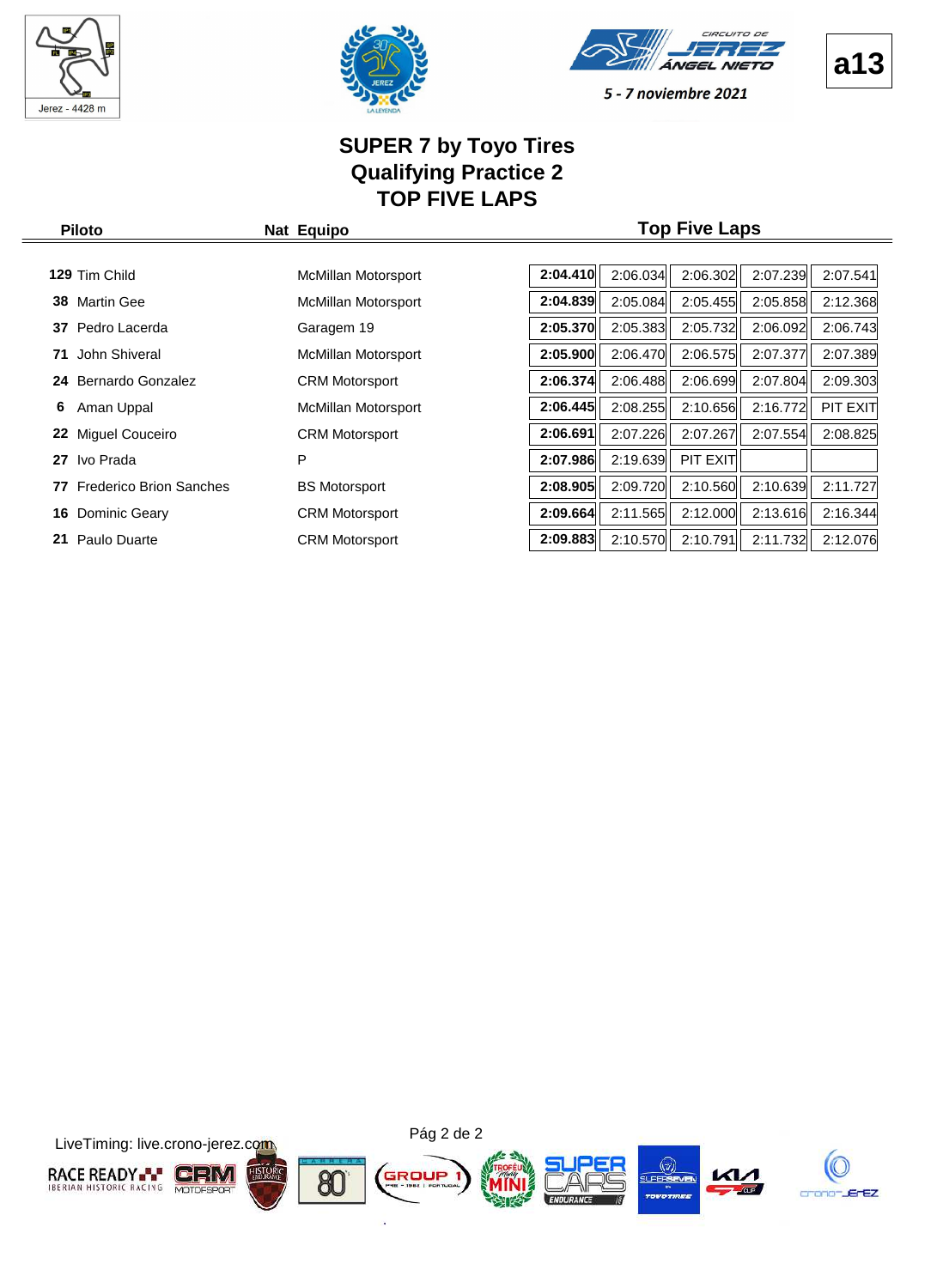a13

5 - 7 noviembre 2021

# SUPER 7 by Toyo Tires
## Qualifying Practice 2
## TOP FIVE LAPS

| Piloto | | Nat | Equipo | Top Five Laps | | | | |
|---|---|---|---|---|---|---|---|---|
| 129 | Tim Child | | McMillan Motorsport | **2:04.410** | 2:06.034 | 2:06.302 | 2:07.239 | 2:07.541 |
| 38 | Martin Gee | | McMillan Motorsport | **2:04.839** | 2:05.084 | 2:05.455 | 2:05.858 | 2:12.368 |
| 37 | Pedro Lacerda | | Garagem 19 | **2:05.370** | 2:05.383 | 2:05.732 | 2:06.092 | 2:06.743 |
| 71 | John Shiveral | | McMillan Motorsport | **2:05.900** | 2:06.470 | 2:06.575 | 2:07.377 | 2:07.389 |
| 24 | Bernardo Gonzalez | | CRM Motorsport | **2:06.374** | 2:06.488 | 2:06.699 | 2:07.804 | 2:09.303 |
| 6 | Aman Uppal | | McMillan Motorsport | **2:06.445** | 2:08.255 | 2:10.656 | 2:16.772 | PIT EXIT |
| 22 | Miguel Couceiro | | CRM Motorsport | **2:06.691** | 2:07.226 | 2:07.267 | 2:07.554 | 2:08.825 |
| 27 | Ivo Prada | | P | **2:07.986** | 2:19.639 | PIT EXIT | | |
| 77 | Frederico Brion Sanches | | BS Motorsport | **2:08.905** | 2:09.720 | 2:10.560 | 2:10.639 | 2:11.727 |
| 16 | Dominic Geary | | CRM Motorsport | **2:09.664** | 2:11.565 | 2:12.000 | 2:13.616 | 2:16.344 |
| 21 | Paulo Duarte | | CRM Motorsport | **2:09.883** | 2:10.570 | 2:10.791 | 2:11.732 | 2:12.076 |

LiveTiming: live.crono-jerez.com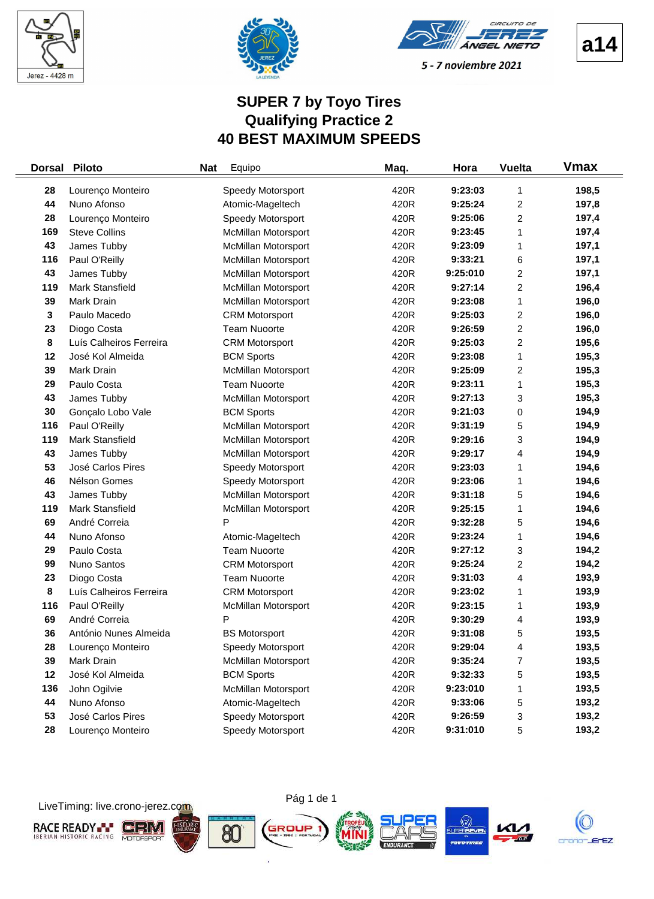Jerez - 4428 m

CIRCUITO DE JEREZ ÁNGEL NIETO

5 - 7 noviembre 2021

**a14**

# SUPER 7 by Toyo Tires
# Qualifying Practice 2
# 40 BEST MAXIMUM SPEEDS

| Dorsal | Piloto | Nat | Equipo | Maq. | Hora | Vuelta | Vmax |
|---|---|---|---|---|---|---|---|
| 28 | Lourenço Monteiro | | Speedy Motorsport | 420R | 9:23:03 | 1 | 198,5 |
| 44 | Nuno Afonso | | Atomic-Mageltech | 420R | 9:25:24 | 2 | 197,8 |
| 28 | Lourenço Monteiro | | Speedy Motorsport | 420R | 9:25:06 | 2 | 197,4 |
| 169 | Steve Collins | | McMillan Motorsport | 420R | 9:23:45 | 1 | 197,4 |
| 43 | James Tubby | | McMillan Motorsport | 420R | 9:23:09 | 1 | 197,1 |
| 116 | Paul O'Reilly | | McMillan Motorsport | 420R | 9:33:21 | 6 | 197,1 |
| 43 | James Tubby | | McMillan Motorsport | 420R | 9:25:010 | 2 | 197,1 |
| 119 | Mark Stansfield | | McMillan Motorsport | 420R | 9:27:14 | 2 | 196,4 |
| 39 | Mark Drain | | McMillan Motorsport | 420R | 9:23:08 | 1 | 196,0 |
| 3 | Paulo Macedo | | CRM Motorsport | 420R | 9:25:03 | 2 | 196,0 |
| 23 | Diogo Costa | | Team Nuoorte | 420R | 9:26:59 | 2 | 196,0 |
| 8 | Luís Calheiros Ferreira | | CRM Motorsport | 420R | 9:25:03 | 2 | 195,6 |
| 12 | José Kol Almeida | | BCM Sports | 420R | 9:23:08 | 1 | 195,3 |
| 39 | Mark Drain | | McMillan Motorsport | 420R | 9:25:09 | 2 | 195,3 |
| 29 | Paulo Costa | | Team Nuoorte | 420R | 9:23:11 | 1 | 195,3 |
| 43 | James Tubby | | McMillan Motorsport | 420R | 9:27:13 | 3 | 195,3 |
| 30 | Gonçalo Lobo Vale | | BCM Sports | 420R | 9:21:03 | 0 | 194,9 |
| 116 | Paul O'Reilly | | McMillan Motorsport | 420R | 9:31:19 | 5 | 194,9 |
| 119 | Mark Stansfield | | McMillan Motorsport | 420R | 9:29:16 | 3 | 194,9 |
| 43 | James Tubby | | McMillan Motorsport | 420R | 9:29:17 | 4 | 194,9 |
| 53 | José Carlos Pires | | Speedy Motorsport | 420R | 9:23:03 | 1 | 194,6 |
| 46 | Nélson Gomes | | Speedy Motorsport | 420R | 9:23:06 | 1 | 194,6 |
| 43 | James Tubby | | McMillan Motorsport | 420R | 9:31:18 | 5 | 194,6 |
| 119 | Mark Stansfield | | McMillan Motorsport | 420R | 9:25:15 | 1 | 194,6 |
| 69 | André Correia | | P | 420R | 9:32:28 | 5 | 194,6 |
| 44 | Nuno Afonso | | Atomic-Mageltech | 420R | 9:23:24 | 1 | 194,6 |
| 29 | Paulo Costa | | Team Nuoorte | 420R | 9:27:12 | 3 | 194,2 |
| 99 | Nuno Santos | | CRM Motorsport | 420R | 9:25:24 | 2 | 194,2 |
| 23 | Diogo Costa | | Team Nuoorte | 420R | 9:31:03 | 4 | 193,9 |
| 8 | Luís Calheiros Ferreira | | CRM Motorsport | 420R | 9:23:02 | 1 | 193,9 |
| 116 | Paul O'Reilly | | McMillan Motorsport | 420R | 9:23:15 | 1 | 193,9 |
| 69 | André Correia | | P | 420R | 9:30:29 | 4 | 193,9 |
| 36 | António Nunes Almeida | | BS Motorsport | 420R | 9:31:08 | 5 | 193,5 |
| 28 | Lourenço Monteiro | | Speedy Motorsport | 420R | 9:29:04 | 4 | 193,5 |
| 39 | Mark Drain | | McMillan Motorsport | 420R | 9:35:24 | 7 | 193,5 |
| 12 | José Kol Almeida | | BCM Sports | 420R | 9:32:33 | 5 | 193,5 |
| 136 | John Ogilvie | | McMillan Motorsport | 420R | 9:23:010 | 1 | 193,5 |
| 44 | Nuno Afonso | | Atomic-Mageltech | 420R | 9:33:06 | 5 | 193,2 |
| 53 | José Carlos Pires | | Speedy Motorsport | 420R | 9:26:59 | 3 | 193,2 |
| 28 | Lourenço Monteiro | | Speedy Motorsport | 420R | 9:31:010 | 5 | 193,2 |

LiveTiming: live.crono-jerez.com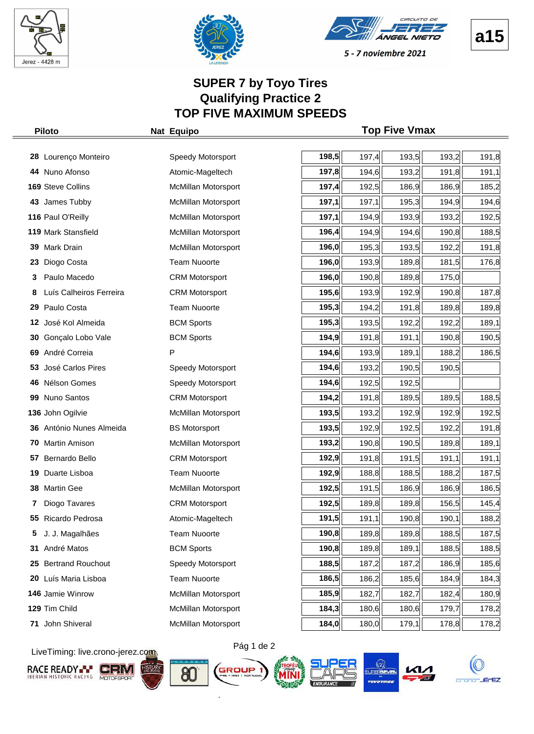Jerez - 4428 m

5 - 7 noviembre 2021

a15

# SUPER 7 by Toyo Tires
## Qualifying Practice 2
## TOP FIVE MAXIMUM SPEEDS

| Piloto | | Nat | Equipo | Top Five Vmax | | | | |
|---|---|---|---|---|---|---|---|---|
| 28 | Lourenço Monteiro | | Speedy Motorsport | **198,5** | 197,4 | 193,5 | 193,2 | 191,8 |
| 44 | Nuno Afonso | | Atomic-Mageltech | **197,8** | 194,6 | 193,2 | 191,8 | 191,1 |
| 169 | Steve Collins | | McMillan Motorsport | **197,4** | 192,5 | 186,9 | 186,9 | 185,2 |
| 43 | James Tubby | | McMillan Motorsport | **197,1** | 197,1 | 195,3 | 194,9 | 194,6 |
| 116 | Paul O'Reilly | | McMillan Motorsport | **197,1** | 194,9 | 193,9 | 193,2 | 192,5 |
| 119 | Mark Stansfield | | McMillan Motorsport | **196,4** | 194,9 | 194,6 | 190,8 | 188,5 |
| 39 | Mark Drain | | McMillan Motorsport | **196,0** | 195,3 | 193,5 | 192,2 | 191,8 |
| 23 | Diogo Costa | | Team Nuoorte | **196,0** | 193,9 | 189,8 | 181,5 | 176,8 |
| 3 | Paulo Macedo | | CRM Motorsport | **196,0** | 190,8 | 189,8 | 175,0 | |
| 8 | Luís Calheiros Ferreira | | CRM Motorsport | **195,6** | 193,9 | 192,9 | 190,8 | 187,8 |
| 29 | Paulo Costa | | Team Nuoorte | **195,3** | 194,2 | 191,8 | 189,8 | 189,8 |
| 12 | José Kol Almeida | | BCM Sports | **195,3** | 193,5 | 192,2 | 192,2 | 189,1 |
| 30 | Gonçalo Lobo Vale | | BCM Sports | **194,9** | 191,8 | 191,1 | 190,8 | 190,5 |
| 69 | André Correia | | P | **194,6** | 193,9 | 189,1 | 188,2 | 186,5 |
| 53 | José Carlos Pires | | Speedy Motorsport | **194,6** | 193,2 | 190,5 | 190,5 | |
| 46 | Nélson Gomes | | Speedy Motorsport | **194,6** | 192,5 | 192,5 | | |
| 99 | Nuno Santos | | CRM Motorsport | **194,2** | 191,8 | 189,5 | 189,5 | 188,5 |
| 136 | John Ogilvie | | McMillan Motorsport | **193,5** | 193,2 | 192,9 | 192,9 | 192,5 |
| 36 | António Nunes Almeida | | BS Motorsport | **193,5** | 192,9 | 192,5 | 192,2 | 191,8 |
| 70 | Martin Amison | | McMillan Motorsport | **193,2** | 190,8 | 190,5 | 189,8 | 189,1 |
| 57 | Bernardo Bello | | CRM Motorsport | **192,9** | 191,8 | 191,5 | 191,1 | 191,1 |
| 19 | Duarte Lisboa | | Team Nuoorte | **192,9** | 188,8 | 188,5 | 188,2 | 187,5 |
| 38 | Martin Gee | | McMillan Motorsport | **192,5** | 191,5 | 186,9 | 186,9 | 186,5 |
| 7 | Diogo Tavares | | CRM Motorsport | **192,5** | 189,8 | 189,8 | 156,5 | 145,4 |
| 55 | Ricardo Pedrosa | | Atomic-Mageltech | **191,5** | 191,1 | 190,8 | 190,1 | 188,2 |
| 5 | J. J. Magalhães | | Team Nuoorte | **190,8** | 189,8 | 189,8 | 188,5 | 187,5 |
| 31 | André Matos | | BCM Sports | **190,8** | 189,8 | 189,1 | 188,5 | 188,5 |
| 25 | Bertrand Rouchout | | Speedy Motorsport | **188,5** | 187,2 | 187,2 | 186,9 | 185,6 |
| 20 | Luís Maria Lisboa | | Team Nuoorte | **186,5** | 186,2 | 185,6 | 184,9 | 184,3 |
| 146 | Jamie Winrow | | McMillan Motorsport | **185,9** | 182,7 | 182,7 | 182,4 | 180,9 |
| 129 | Tim Child | | McMillan Motorsport | **184,3** | 180,6 | 180,6 | 179,7 | 178,2 |
| 71 | John Shiveral | | McMillan Motorsport | **184,0** | 180,0 | 179,1 | 178,8 | 178,2 |

LiveTiming: live.crono-jerez.com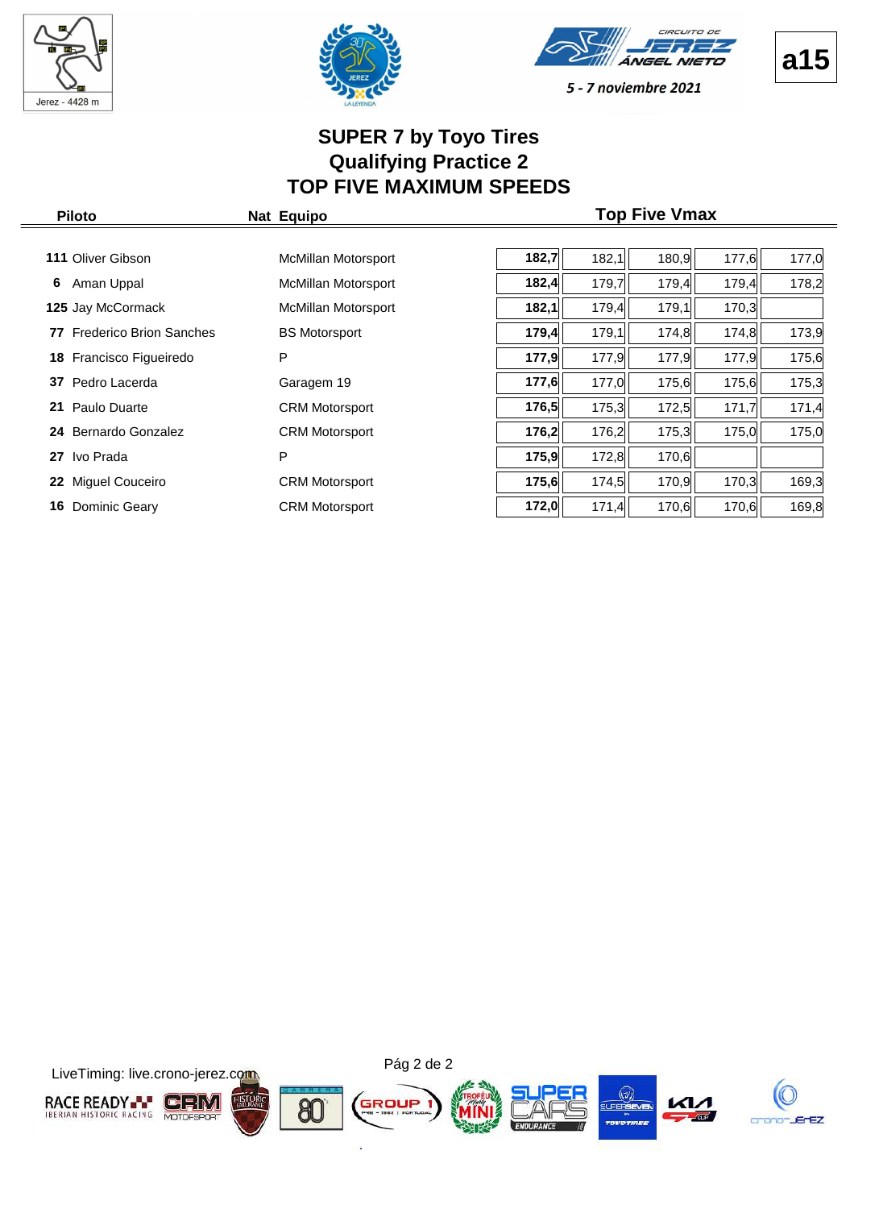a15

5 - 7 noviembre 2021

# SUPER 7 by Toyo Tires
## Qualifying Practice 2
## TOP FIVE MAXIMUM SPEEDS

| Piloto | Nat | Equipo | Top Five Vmax | | | | |
|---|---|---|---|---|---|---|---|
| **111** Oliver Gibson | | McMillan Motorsport | **182,7** | 182,1 | 180,9 | 177,6 | 177,0 |
| **6** Aman Uppal | | McMillan Motorsport | **182,4** | 179,7 | 179,4 | 179,4 | 178,2 |
| **125** Jay McCormack | | McMillan Motorsport | **182,1** | 179,4 | 179,1 | 170,3 | |
| **77** Frederico Brion Sanches | | BS Motorsport | **179,4** | 179,1 | 174,8 | 174,8 | 173,9 |
| **18** Francisco Figueiredo | | P | **177,9** | 177,9 | 177,9 | 177,9 | 175,6 |
| **37** Pedro Lacerda | | Garagem 19 | **177,6** | 177,0 | 175,6 | 175,6 | 175,3 |
| **21** Paulo Duarte | | CRM Motorsport | **176,5** | 175,3 | 172,5 | 171,7 | 171,4 |
| **24** Bernardo Gonzalez | | CRM Motorsport | **176,2** | 176,2 | 175,3 | 175,0 | 175,0 |
| **27** Ivo Prada | | P | **175,9** | 172,8 | 170,6 | | |
| **22** Miguel Couceiro | | CRM Motorsport | **175,6** | 174,5 | 170,9 | 170,3 | 169,3 |
| **16** Dominic Geary | | CRM Motorsport | **172,0** | 171,4 | 170,6 | 170,6 | 169,8 |

LiveTiming: live.crono-jerez.com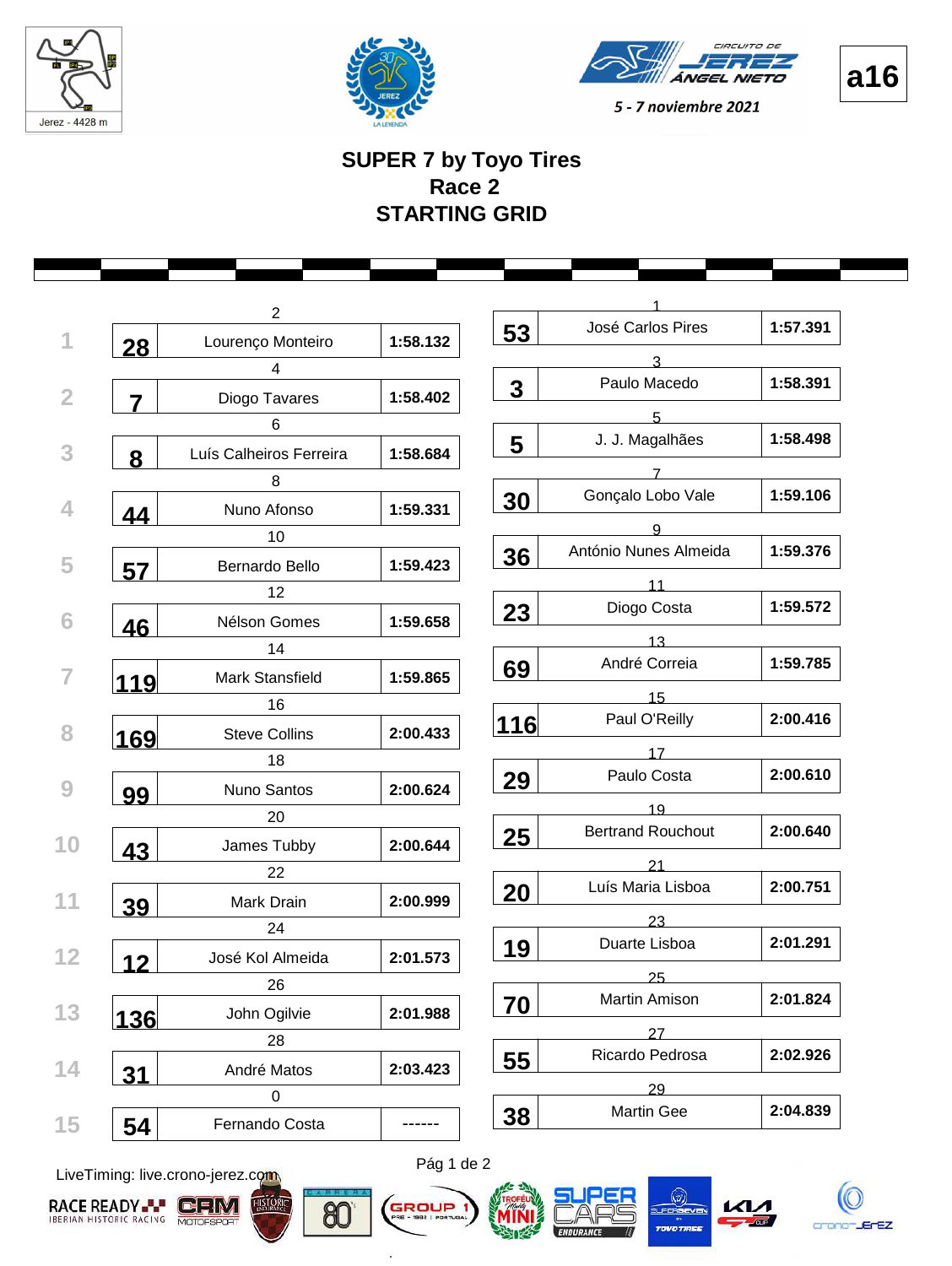a16

Jerez - 4428 m

CIRCUITO DE JEREZ ÁNGEL NIETO

5 - 7 noviembre 2021

# SUPER 7 by Toyo Tires
## Race 2
## STARTING GRID

| Row | Pos | No. | Driver | Time | Pos | No. | Driver | Time |
|---|---|---|---|---|---|---|---|---|
| 1 | 2 | 28 | Lourenço Monteiro | 1:58.132 | 1 | 53 | José Carlos Pires | 1:57.391 |
| 2 | 4 | 7 | Diogo Tavares | 1:58.402 | 3 | 3 | Paulo Macedo | 1:58.391 |
| 3 | 6 | 8 | Luís Calheiros Ferreira | 1:58.684 | 5 | 5 | J. J. Magalhães | 1:58.498 |
| 4 | 8 | 44 | Nuno Afonso | 1:59.331 | 7 | 30 | Gonçalo Lobo Vale | 1:59.106 |
| 5 | 10 | 57 | Bernardo Bello | 1:59.423 | 9 | 36 | António Nunes Almeida | 1:59.376 |
| 6 | 12 | 46 | Nélson Gomes | 1:59.658 | 11 | 23 | Diogo Costa | 1:59.572 |
| 7 | 14 | 119 | Mark Stansfield | 1:59.865 | 13 | 69 | André Correia | 1:59.785 |
| 8 | 16 | 169 | Steve Collins | 2:00.433 | 15 | 116 | Paul O'Reilly | 2:00.416 |
| 9 | 18 | 99 | Nuno Santos | 2:00.624 | 17 | 29 | Paulo Costa | 2:00.610 |
| 10 | 20 | 43 | James Tubby | 2:00.644 | 19 | 25 | Bertrand Rouchout | 2:00.640 |
| 11 | 22 | 39 | Mark Drain | 2:00.999 | 21 | 20 | Luís Maria Lisboa | 2:00.751 |
| 12 | 24 | 12 | José Kol Almeida | 2:01.573 | 23 | 19 | Duarte Lisboa | 2:01.291 |
| 13 | 26 | 136 | John Ogilvie | 2:01.988 | 25 | 70 | Martin Amison | 2:01.824 |
| 14 | 28 | 31 | André Matos | 2:03.423 | 27 | 55 | Ricardo Pedrosa | 2:02.926 |
| 15 | 0 | 54 | Fernando Costa | ------ | 29 | 38 | Martin Gee | 2:04.839 |

LiveTiming: live.crono-jerez.com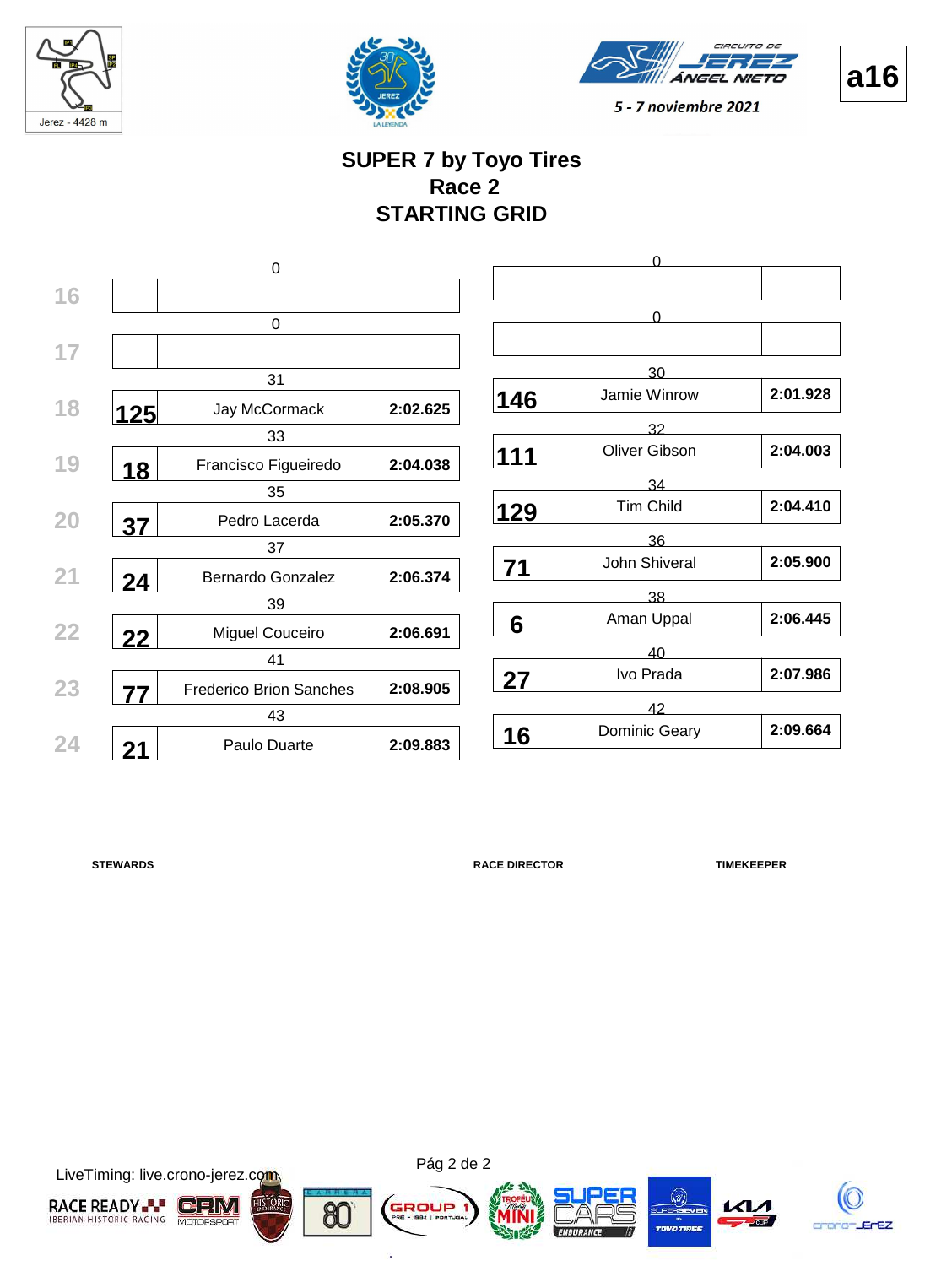a16

Jerez - 4428 m

5 - 7 noviembre 2021

## SUPER 7 by Toyo Tires
## Race 2
## STARTING GRID

| Row | Pos | No. | Driver | Time | Pos | No. | Driver | Time |
|---|---|---|---|---|---|---|---|---|
| 16 | 0 | | | | 0 | | | |
| 17 | 0 | | | | 0 | | | |
| 18 | 31 | 125 | Jay McCormack | 2:02.625 | 30 | 146 | Jamie Winrow | 2:01.928 |
| 19 | 33 | 18 | Francisco Figueiredo | 2:04.038 | 32 | 111 | Oliver Gibson | 2:04.003 |
| 20 | 35 | 37 | Pedro Lacerda | 2:05.370 | 34 | 129 | Tim Child | 2:04.410 |
| 21 | 37 | 24 | Bernardo Gonzalez | 2:06.374 | 36 | 71 | John Shiveral | 2:05.900 |
| 22 | 39 | 22 | Miguel Couceiro | 2:06.691 | 38 | 6 | Aman Uppal | 2:06.445 |
| 23 | 41 | 77 | Frederico Brion Sanches | 2:08.905 | 40 | 27 | Ivo Prada | 2:07.986 |
| 24 | 43 | 21 | Paulo Duarte | 2:09.883 | 42 | 16 | Dominic Geary | 2:09.664 |

**STEWARDS** **RACE DIRECTOR** **TIMEKEEPER**

LiveTiming: live.crono-jerez.com